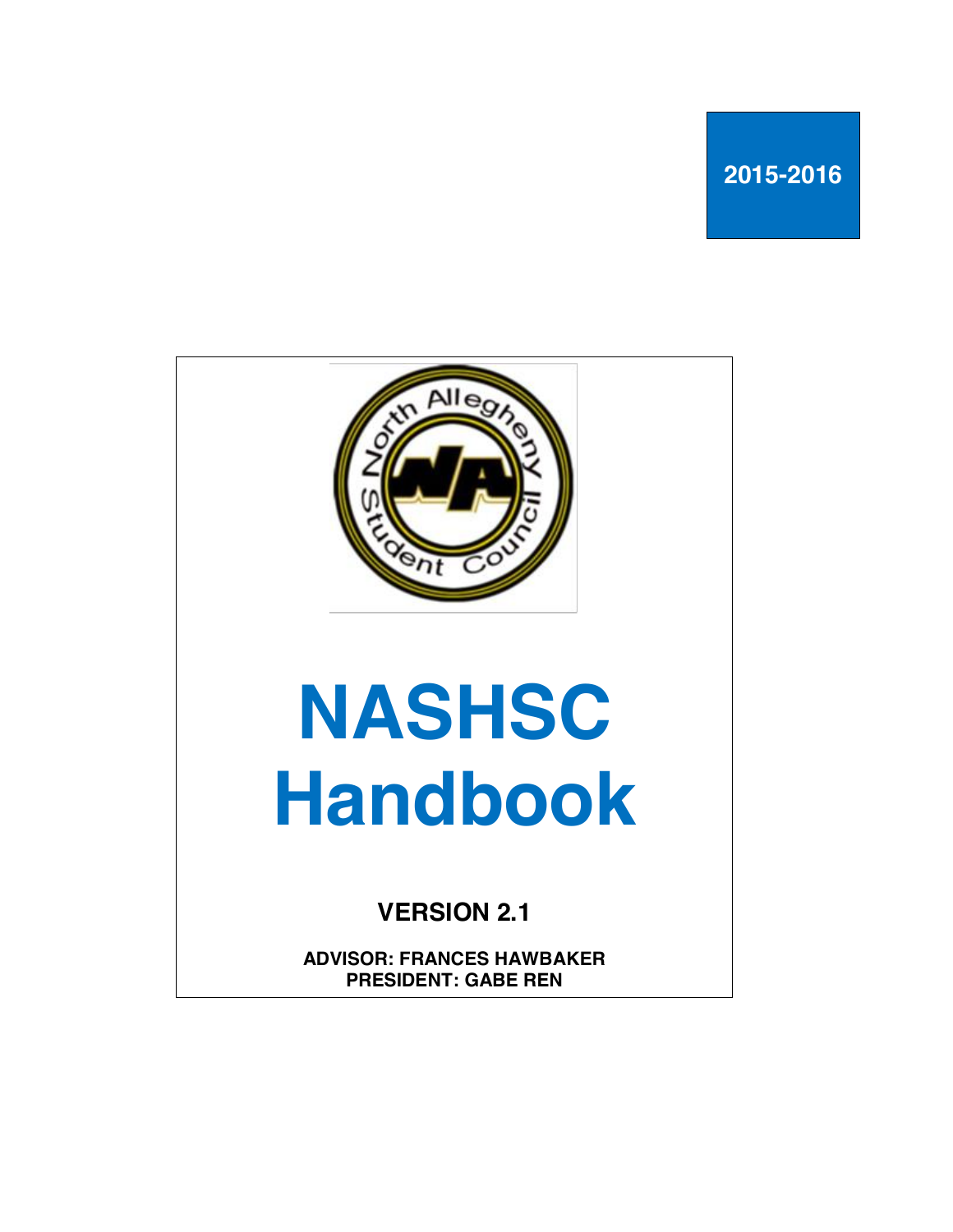2015-2016

# NASHSC Handbook

**VERSION 2.1**

**ADVISOR: FRANCES HAWBAKER**
**PRESIDENT: GABE REN**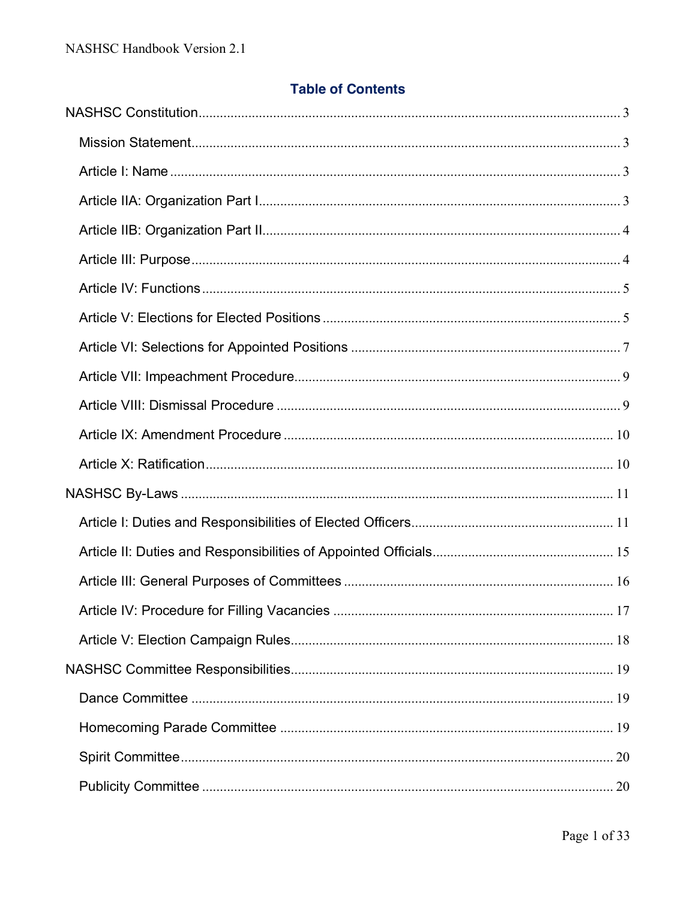## Table of Contents

- NASHSC Constitution ... 3
  - Mission Statement ... 3
  - Article I: Name ... 3
  - Article IIA: Organization Part I ... 3
  - Article IIB: Organization Part II ... 4
  - Article III: Purpose ... 4
  - Article IV: Functions ... 5
  - Article V: Elections for Elected Positions ... 5
  - Article VI: Selections for Appointed Positions ... 7
  - Article VII: Impeachment Procedure ... 9
  - Article VIII: Dismissal Procedure ... 9
  - Article IX: Amendment Procedure ... 10
  - Article X: Ratification ... 10
- NASHSC By-Laws ... 11
  - Article I: Duties and Responsibilities of Elected Officers ... 11
  - Article II: Duties and Responsibilities of Appointed Officials ... 15
  - Article III: General Purposes of Committees ... 16
  - Article IV: Procedure for Filling Vacancies ... 17
  - Article V: Election Campaign Rules ... 18
- NASHSC Committee Responsibilities ... 19
  - Dance Committee ... 19
  - Homecoming Parade Committee ... 19
  - Spirit Committee ... 20
  - Publicity Committee ... 20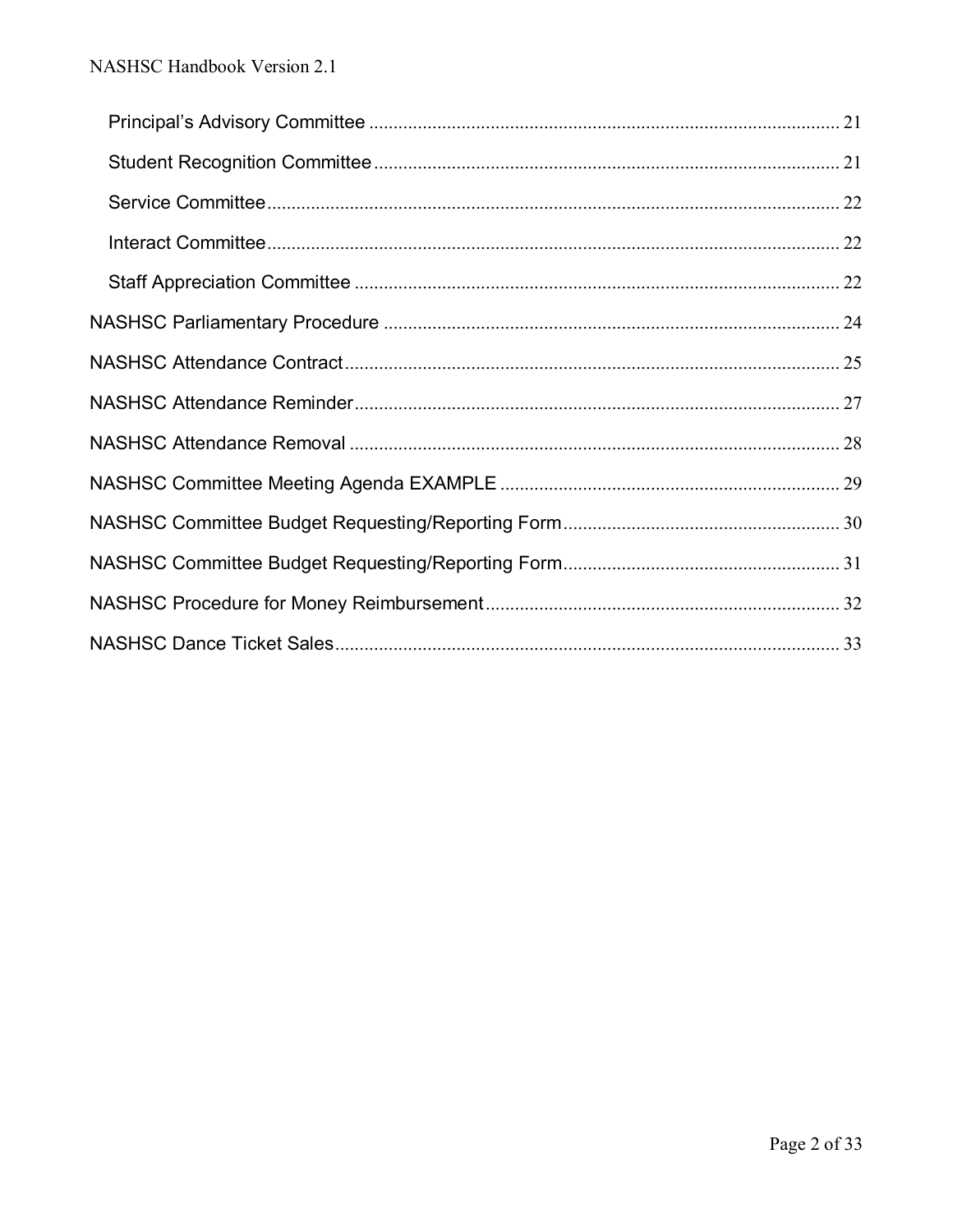Principal's Advisory Committee ........................................................................................ 21

Student Recognition Committee ........................................................................................ 21

Service Committee ........................................................................................................... 22

Interact Committee ........................................................................................................... 22

Staff Appreciation Committee ........................................................................................... 22

NASHSC Parliamentary Procedure ........................................................................................ 24

NASHSC Attendance Contract .............................................................................................. 25

NASHSC Attendance Reminder ............................................................................................ 27

NASHSC Attendance Removal ............................................................................................. 28

NASHSC Committee Meeting Agenda EXAMPLE ............................................................... 29

NASHSC Committee Budget Requesting/Reporting Form .................................................... 30

NASHSC Committee Budget Requesting/Reporting Form .................................................... 31

NASHSC Procedure for Money Reimbursement .................................................................. 32

NASHSC Dance Ticket Sales ................................................................................................ 33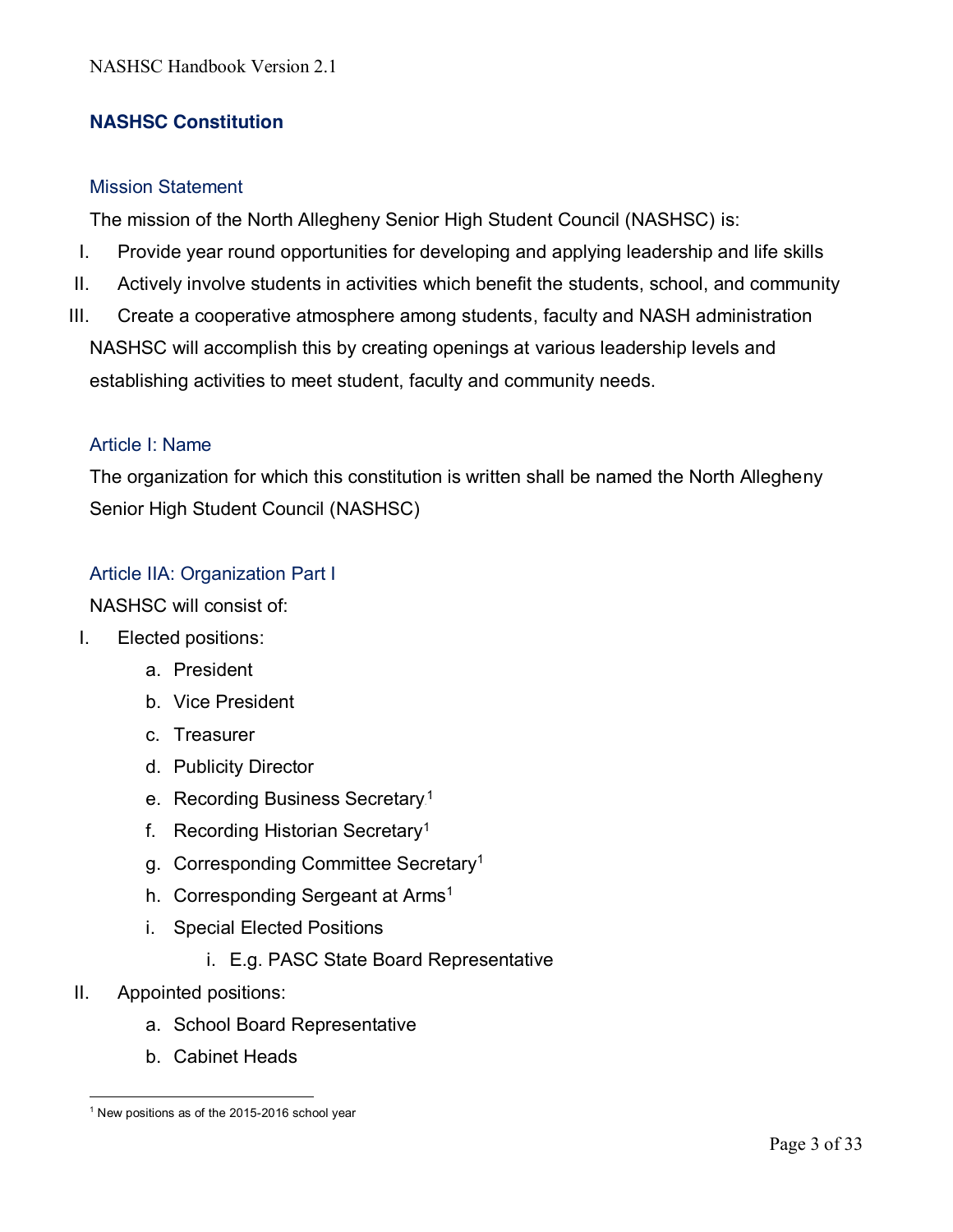## NASHSC Constitution

### Mission Statement

The mission of the North Allegheny Senior High Student Council (NASHSC) is:

I. Provide year round opportunities for developing and applying leadership and life skills
II. Actively involve students in activities which benefit the students, school, and community
III. Create a cooperative atmosphere among students, faculty and NASH administration

NASHSC will accomplish this by creating openings at various leadership levels and establishing activities to meet student, faculty and community needs.

### Article I: Name

The organization for which this constitution is written shall be named the North Allegheny Senior High Student Council (NASHSC)

### Article IIA: Organization Part I

NASHSC will consist of:

I. Elected positions:
   a. President
   b. Vice President
   c. Treasurer
   d. Publicity Director
   e. Recording Business Secretary[1]
   f. Recording Historian Secretary[1]
   g. Corresponding Committee Secretary[1]
   h. Corresponding Sergeant at Arms[1]
   i. Special Elected Positions
      i. E.g. PASC State Board Representative
II. Appointed positions:
   a. School Board Representative
   b. Cabinet Heads

---

[1] New positions as of the 2015-2016 school year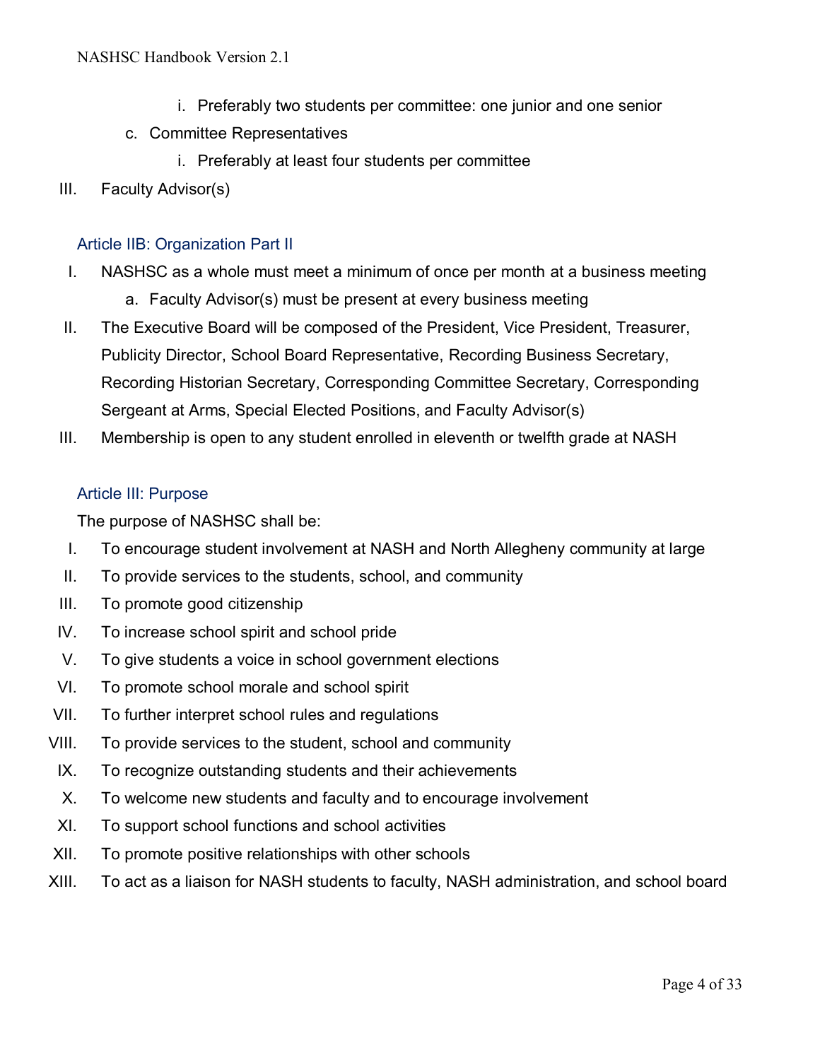i. Preferably two students per committee: one junior and one senior

        c. Committee Representatives

            i. Preferably at least four students per committee

III. Faculty Advisor(s)

### Article IIB: Organization Part II

I. NASHSC as a whole must meet a minimum of once per month at a business meeting
    a. Faculty Advisor(s) must be present at every business meeting

II. The Executive Board will be composed of the President, Vice President, Treasurer, Publicity Director, School Board Representative, Recording Business Secretary, Recording Historian Secretary, Corresponding Committee Secretary, Corresponding Sergeant at Arms, Special Elected Positions, and Faculty Advisor(s)

III. Membership is open to any student enrolled in eleventh or twelfth grade at NASH

### Article III: Purpose

The purpose of NASHSC shall be:

I. To encourage student involvement at NASH and North Allegheny community at large

II. To provide services to the students, school, and community

III. To promote good citizenship

IV. To increase school spirit and school pride

V. To give students a voice in school government elections

VI. To promote school morale and school spirit

VII. To further interpret school rules and regulations

VIII. To provide services to the student, school and community

IX. To recognize outstanding students and their achievements

X. To welcome new students and faculty and to encourage involvement

XI. To support school functions and school activities

XII. To promote positive relationships with other schools

XIII. To act as a liaison for NASH students to faculty, NASH administration, and school board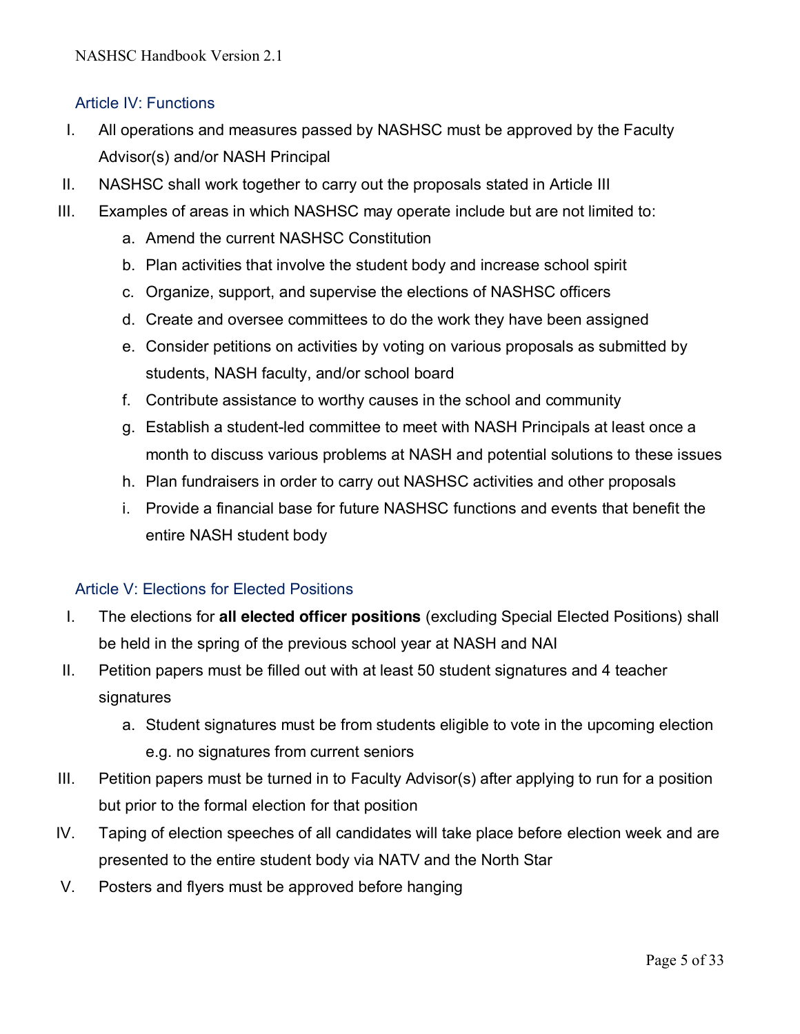## Article IV: Functions

I. All operations and measures passed by NASHSC must be approved by the Faculty Advisor(s) and/or NASH Principal

II. NASHSC shall work together to carry out the proposals stated in Article III

III. Examples of areas in which NASHSC may operate include but are not limited to:

   a. Amend the current NASHSC Constitution
   
   b. Plan activities that involve the student body and increase school spirit
   
   c. Organize, support, and supervise the elections of NASHSC officers
   
   d. Create and oversee committees to do the work they have been assigned
   
   e. Consider petitions on activities by voting on various proposals as submitted by students, NASH faculty, and/or school board
   
   f. Contribute assistance to worthy causes in the school and community
   
   g. Establish a student-led committee to meet with NASH Principals at least once a month to discuss various problems at NASH and potential solutions to these issues
   
   h. Plan fundraisers in order to carry out NASHSC activities and other proposals
   
   i. Provide a financial base for future NASHSC functions and events that benefit the entire NASH student body

## Article V: Elections for Elected Positions

I. The elections for **all elected officer positions** (excluding Special Elected Positions) shall be held in the spring of the previous school year at NASH and NAI

II. Petition papers must be filled out with at least 50 student signatures and 4 teacher signatures

   a. Student signatures must be from students eligible to vote in the upcoming election e.g. no signatures from current seniors

III. Petition papers must be turned in to Faculty Advisor(s) after applying to run for a position but prior to the formal election for that position

IV. Taping of election speeches of all candidates will take place before election week and are presented to the entire student body via NATV and the North Star

V. Posters and flyers must be approved before hanging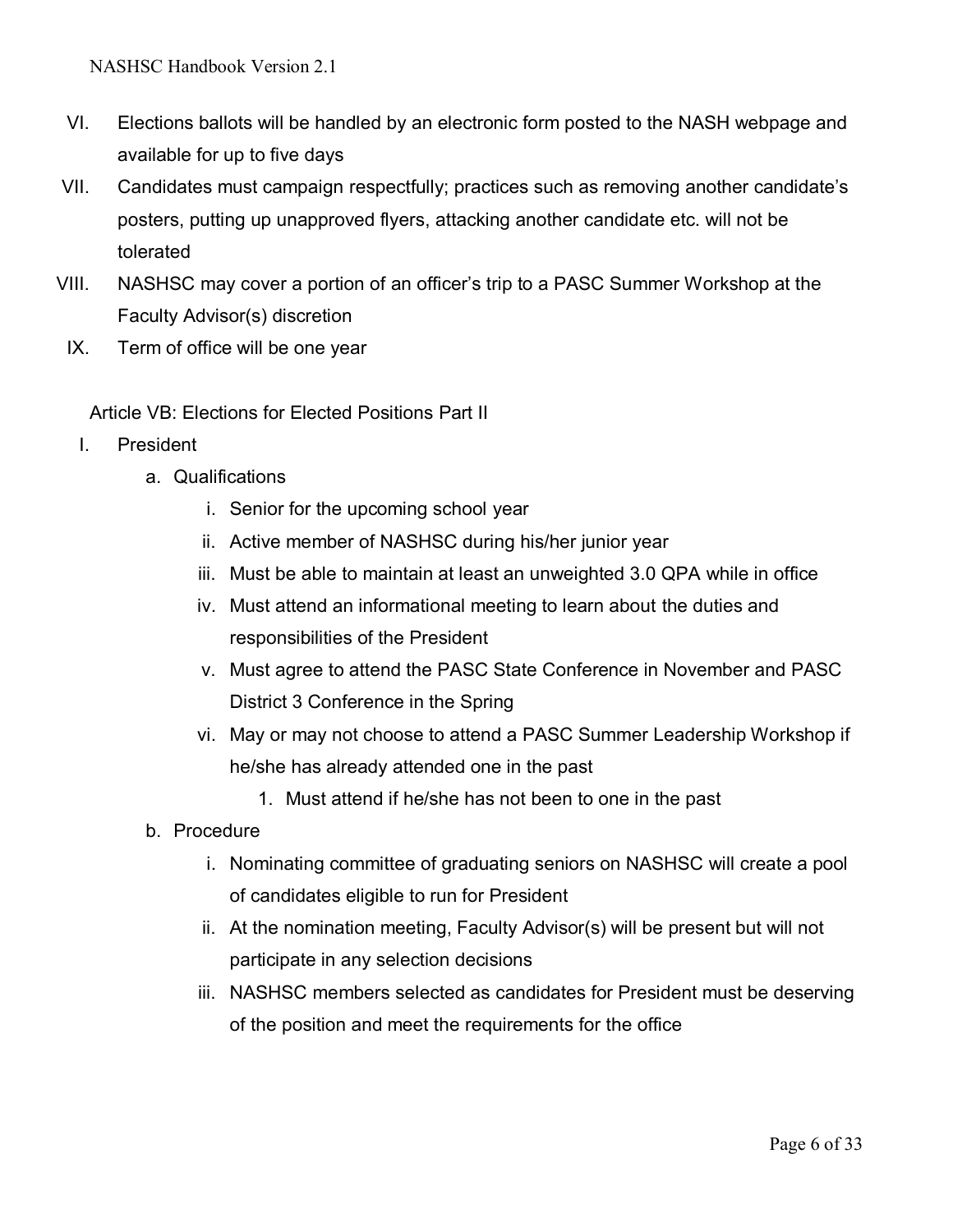VI. Elections ballots will be handled by an electronic form posted to the NASH webpage and available for up to five days

VII. Candidates must campaign respectfully; practices such as removing another candidate's posters, putting up unapproved flyers, attacking another candidate etc. will not be tolerated

VIII. NASHSC may cover a portion of an officer's trip to a PASC Summer Workshop at the Faculty Advisor(s) discretion

IX. Term of office will be one year

Article VB: Elections for Elected Positions Part II

I. President
   - a. Qualifications
     - i. Senior for the upcoming school year
     - ii. Active member of NASHSC during his/her junior year
     - iii. Must be able to maintain at least an unweighted 3.0 QPA while in office
     - iv. Must attend an informational meeting to learn about the duties and responsibilities of the President
     - v. Must agree to attend the PASC State Conference in November and PASC District 3 Conference in the Spring
     - vi. May or may not choose to attend a PASC Summer Leadership Workshop if he/she has already attended one in the past
       1. Must attend if he/she has not been to one in the past
   - b. Procedure
     - i. Nominating committee of graduating seniors on NASHSC will create a pool of candidates eligible to run for President
     - ii. At the nomination meeting, Faculty Advisor(s) will be present but will not participate in any selection decisions
     - iii. NASHSC members selected as candidates for President must be deserving of the position and meet the requirements for the office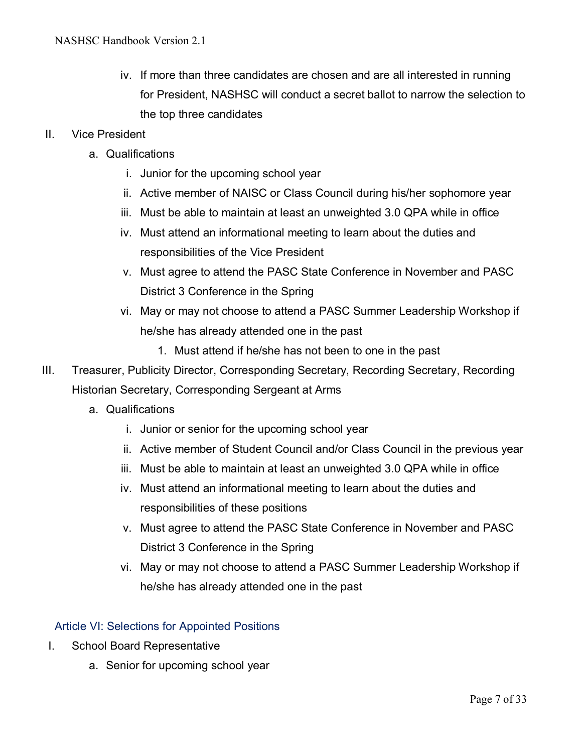iv. If more than three candidates are chosen and are all interested in running for President, NASHSC will conduct a secret ballot to narrow the selection to the top three candidates

II. Vice President
   a. Qualifications
      i. Junior for the upcoming school year
      ii. Active member of NAISC or Class Council during his/her sophomore year
      iii. Must be able to maintain at least an unweighted 3.0 QPA while in office
      iv. Must attend an informational meeting to learn about the duties and responsibilities of the Vice President
      v. Must agree to attend the PASC State Conference in November and PASC District 3 Conference in the Spring
      vi. May or may not choose to attend a PASC Summer Leadership Workshop if he/she has already attended one in the past
         1. Must attend if he/she has not been to one in the past

III. Treasurer, Publicity Director, Corresponding Secretary, Recording Secretary, Recording Historian Secretary, Corresponding Sergeant at Arms
   a. Qualifications
      i. Junior or senior for the upcoming school year
      ii. Active member of Student Council and/or Class Council in the previous year
      iii. Must be able to maintain at least an unweighted 3.0 QPA while in office
      iv. Must attend an informational meeting to learn about the duties and responsibilities of these positions
      v. Must agree to attend the PASC State Conference in November and PASC District 3 Conference in the Spring
      vi. May or may not choose to attend a PASC Summer Leadership Workshop if he/she has already attended one in the past

## Article VI: Selections for Appointed Positions

I. School Board Representative
   a. Senior for upcoming school year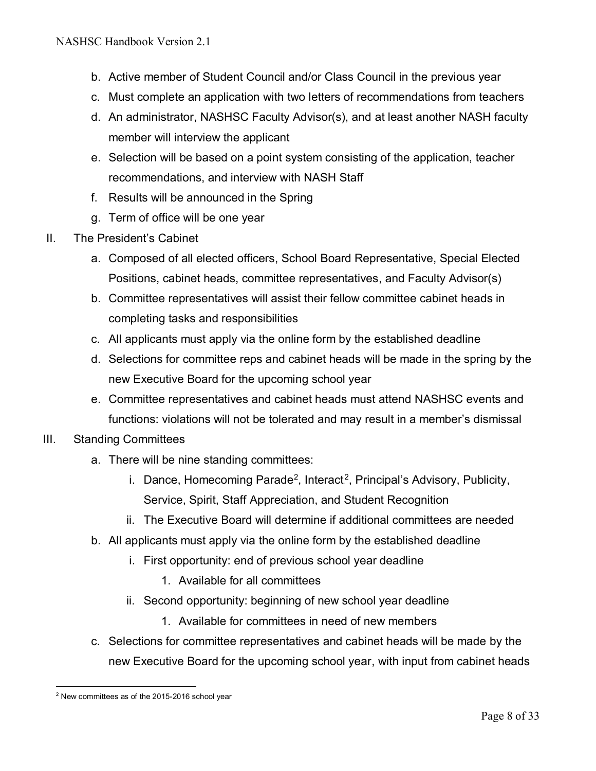b. Active member of Student Council and/or Class Council in the previous year
c. Must complete an application with two letters of recommendations from teachers
d. An administrator, NASHSC Faculty Advisor(s), and at least another NASH faculty member will interview the applicant
e. Selection will be based on a point system consisting of the application, teacher recommendations, and interview with NASH Staff
f. Results will be announced in the Spring
g. Term of office will be one year

II. The President's Cabinet
   a. Composed of all elected officers, School Board Representative, Special Elected Positions, cabinet heads, committee representatives, and Faculty Advisor(s)
   b. Committee representatives will assist their fellow committee cabinet heads in completing tasks and responsibilities
   c. All applicants must apply via the online form by the established deadline
   d. Selections for committee reps and cabinet heads will be made in the spring by the new Executive Board for the upcoming school year
   e. Committee representatives and cabinet heads must attend NASHSC events and functions: violations will not be tolerated and may result in a member's dismissal

III. Standing Committees
   a. There will be nine standing committees:
      i. Dance, Homecoming Parade[2], Interact[2], Principal's Advisory, Publicity, Service, Spirit, Staff Appreciation, and Student Recognition
      ii. The Executive Board will determine if additional committees are needed
   b. All applicants must apply via the online form by the established deadline
      i. First opportunity: end of previous school year deadline
         1. Available for all committees
      ii. Second opportunity: beginning of new school year deadline
         1. Available for committees in need of new members
   c. Selections for committee representatives and cabinet heads will be made by the new Executive Board for the upcoming school year, with input from cabinet heads

[2] New committees as of the 2015-2016 school year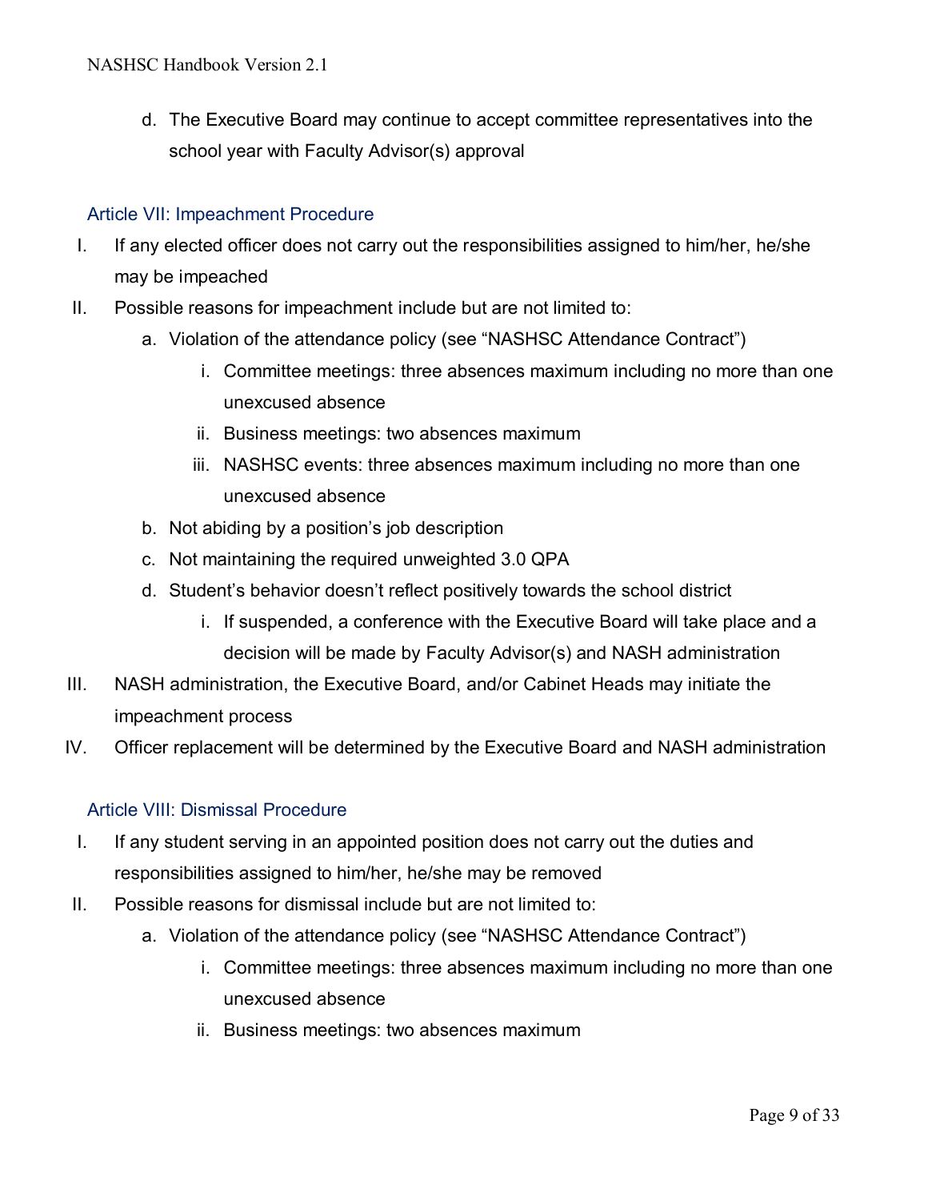d. The Executive Board may continue to accept committee representatives into the school year with Faculty Advisor(s) approval

## Article VII: Impeachment Procedure

I. If any elected officer does not carry out the responsibilities assigned to him/her, he/she may be impeached

II. Possible reasons for impeachment include but are not limited to:
   a. Violation of the attendance policy (see "NASHSC Attendance Contract")
      i. Committee meetings: three absences maximum including no more than one unexcused absence
      ii. Business meetings: two absences maximum
      iii. NASHSC events: three absences maximum including no more than one unexcused absence
   b. Not abiding by a position's job description
   c. Not maintaining the required unweighted 3.0 QPA
   d. Student's behavior doesn't reflect positively towards the school district
      i. If suspended, a conference with the Executive Board will take place and a decision will be made by Faculty Advisor(s) and NASH administration

III. NASH administration, the Executive Board, and/or Cabinet Heads may initiate the impeachment process

IV. Officer replacement will be determined by the Executive Board and NASH administration

## Article VIII: Dismissal Procedure

I. If any student serving in an appointed position does not carry out the duties and responsibilities assigned to him/her, he/she may be removed

II. Possible reasons for dismissal include but are not limited to:
   a. Violation of the attendance policy (see "NASHSC Attendance Contract")
      i. Committee meetings: three absences maximum including no more than one unexcused absence
      ii. Business meetings: two absences maximum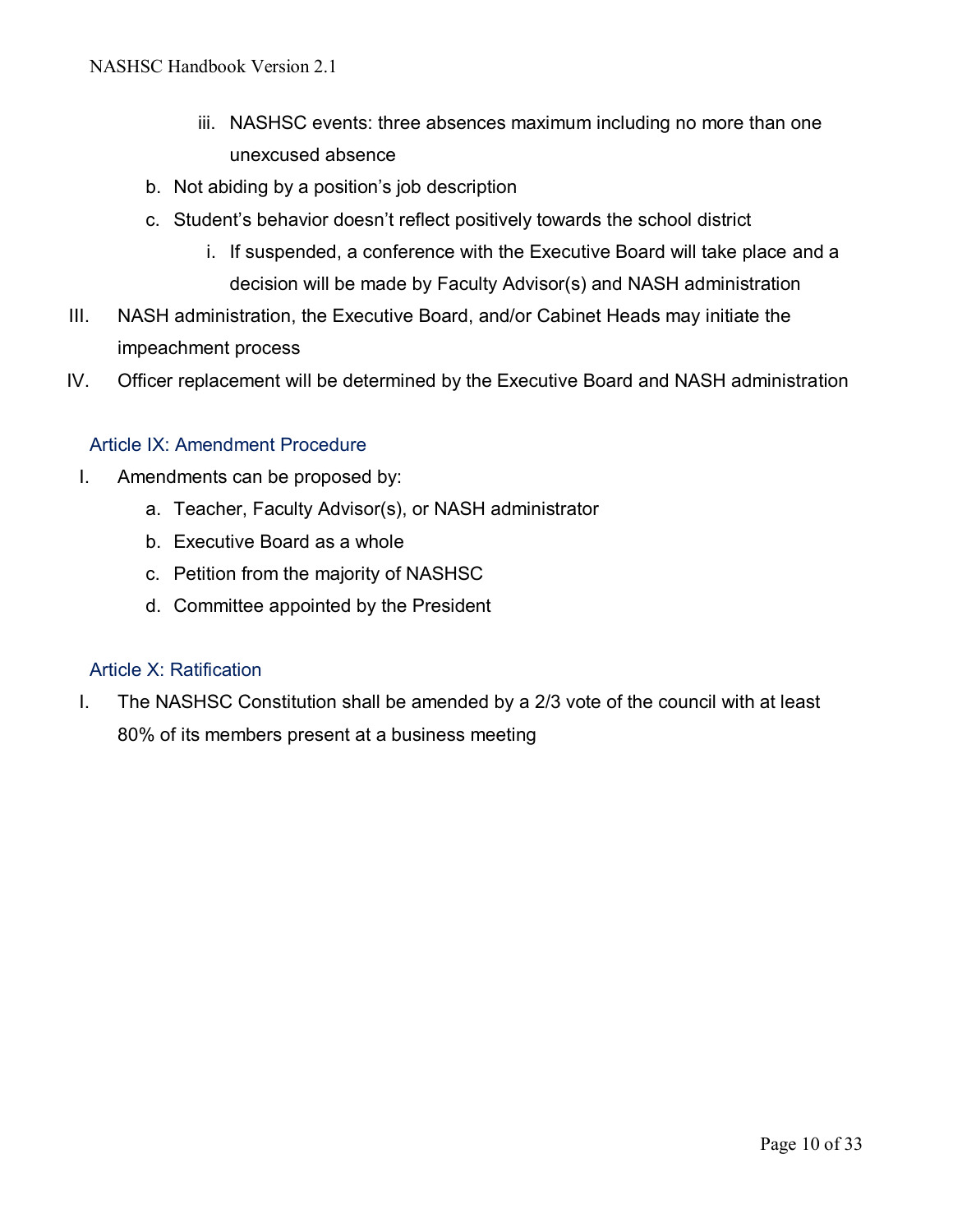iii. NASHSC events: three absences maximum including no more than one unexcused absence
   b. Not abiding by a position's job description
   c. Student's behavior doesn't reflect positively towards the school district
      i. If suspended, a conference with the Executive Board will take place and a decision will be made by Faculty Advisor(s) and NASH administration

III. NASH administration, the Executive Board, and/or Cabinet Heads may initiate the impeachment process

IV. Officer replacement will be determined by the Executive Board and NASH administration

### Article IX: Amendment Procedure

I. Amendments can be proposed by:
   a. Teacher, Faculty Advisor(s), or NASH administrator
   b. Executive Board as a whole
   c. Petition from the majority of NASHSC
   d. Committee appointed by the President

### Article X: Ratification

I. The NASHSC Constitution shall be amended by a 2/3 vote of the council with at least 80% of its members present at a business meeting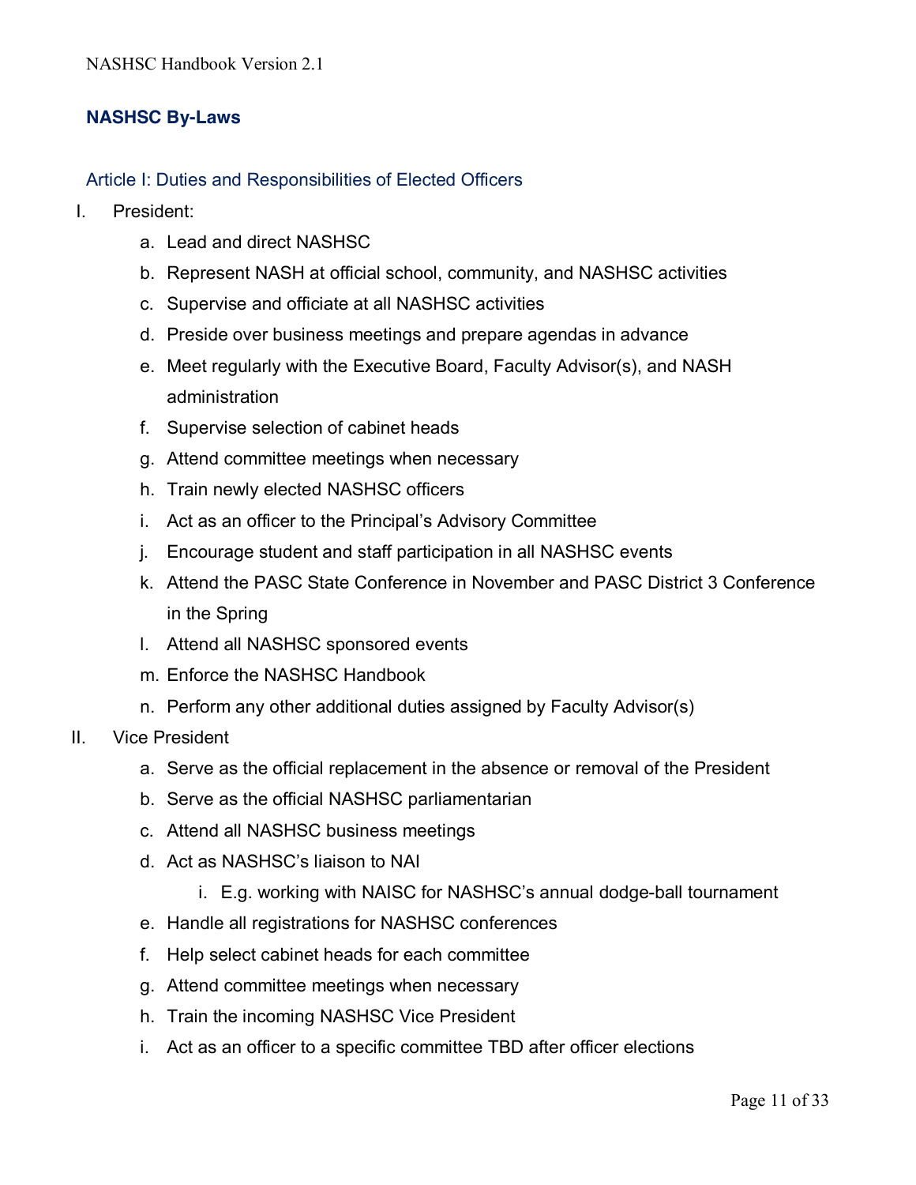## NASHSC By-Laws

### Article I: Duties and Responsibilities of Elected Officers

I. President:
   a. Lead and direct NASHSC
   b. Represent NASH at official school, community, and NASHSC activities
   c. Supervise and officiate at all NASHSC activities
   d. Preside over business meetings and prepare agendas in advance
   e. Meet regularly with the Executive Board, Faculty Advisor(s), and NASH administration
   f. Supervise selection of cabinet heads
   g. Attend committee meetings when necessary
   h. Train newly elected NASHSC officers
   i. Act as an officer to the Principal's Advisory Committee
   j. Encourage student and staff participation in all NASHSC events
   k. Attend the PASC State Conference in November and PASC District 3 Conference in the Spring
   l. Attend all NASHSC sponsored events
   m. Enforce the NASHSC Handbook
   n. Perform any other additional duties assigned by Faculty Advisor(s)

II. Vice President
   a. Serve as the official replacement in the absence or removal of the President
   b. Serve as the official NASHSC parliamentarian
   c. Attend all NASHSC business meetings
   d. Act as NASHSC's liaison to NAI
      i. E.g. working with NAISC for NASHSC's annual dodge-ball tournament
   e. Handle all registrations for NASHSC conferences
   f. Help select cabinet heads for each committee
   g. Attend committee meetings when necessary
   h. Train the incoming NASHSC Vice President
   i. Act as an officer to a specific committee TBD after officer elections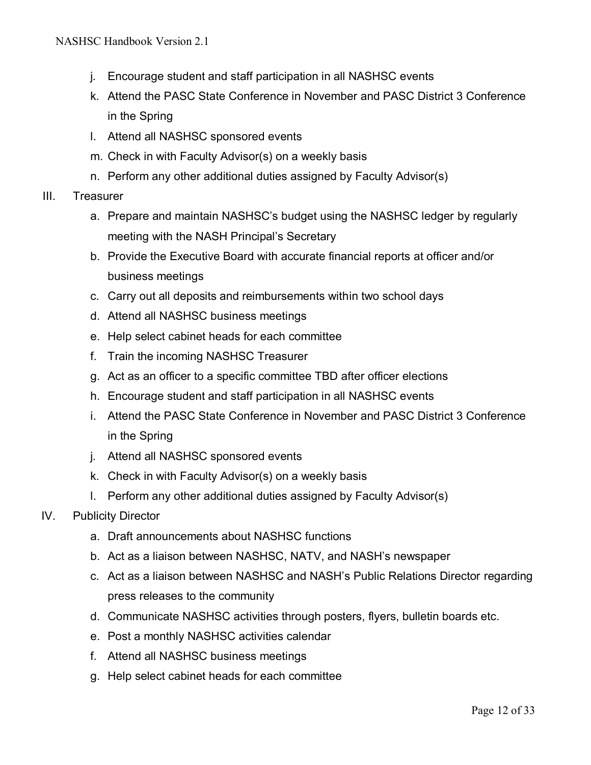j. Encourage student and staff participation in all NASHSC events
k. Attend the PASC State Conference in November and PASC District 3 Conference in the Spring
l. Attend all NASHSC sponsored events
m. Check in with Faculty Advisor(s) on a weekly basis
n. Perform any other additional duties assigned by Faculty Advisor(s)

III. Treasurer

a. Prepare and maintain NASHSC's budget using the NASHSC ledger by regularly meeting with the NASH Principal's Secretary
b. Provide the Executive Board with accurate financial reports at officer and/or business meetings
c. Carry out all deposits and reimbursements within two school days
d. Attend all NASHSC business meetings
e. Help select cabinet heads for each committee
f. Train the incoming NASHSC Treasurer
g. Act as an officer to a specific committee TBD after officer elections
h. Encourage student and staff participation in all NASHSC events
i. Attend the PASC State Conference in November and PASC District 3 Conference in the Spring
j. Attend all NASHSC sponsored events
k. Check in with Faculty Advisor(s) on a weekly basis
l. Perform any other additional duties assigned by Faculty Advisor(s)

IV. Publicity Director

a. Draft announcements about NASHSC functions
b. Act as a liaison between NASHSC, NATV, and NASH's newspaper
c. Act as a liaison between NASHSC and NASH's Public Relations Director regarding press releases to the community
d. Communicate NASHSC activities through posters, flyers, bulletin boards etc.
e. Post a monthly NASHSC activities calendar
f. Attend all NASHSC business meetings
g. Help select cabinet heads for each committee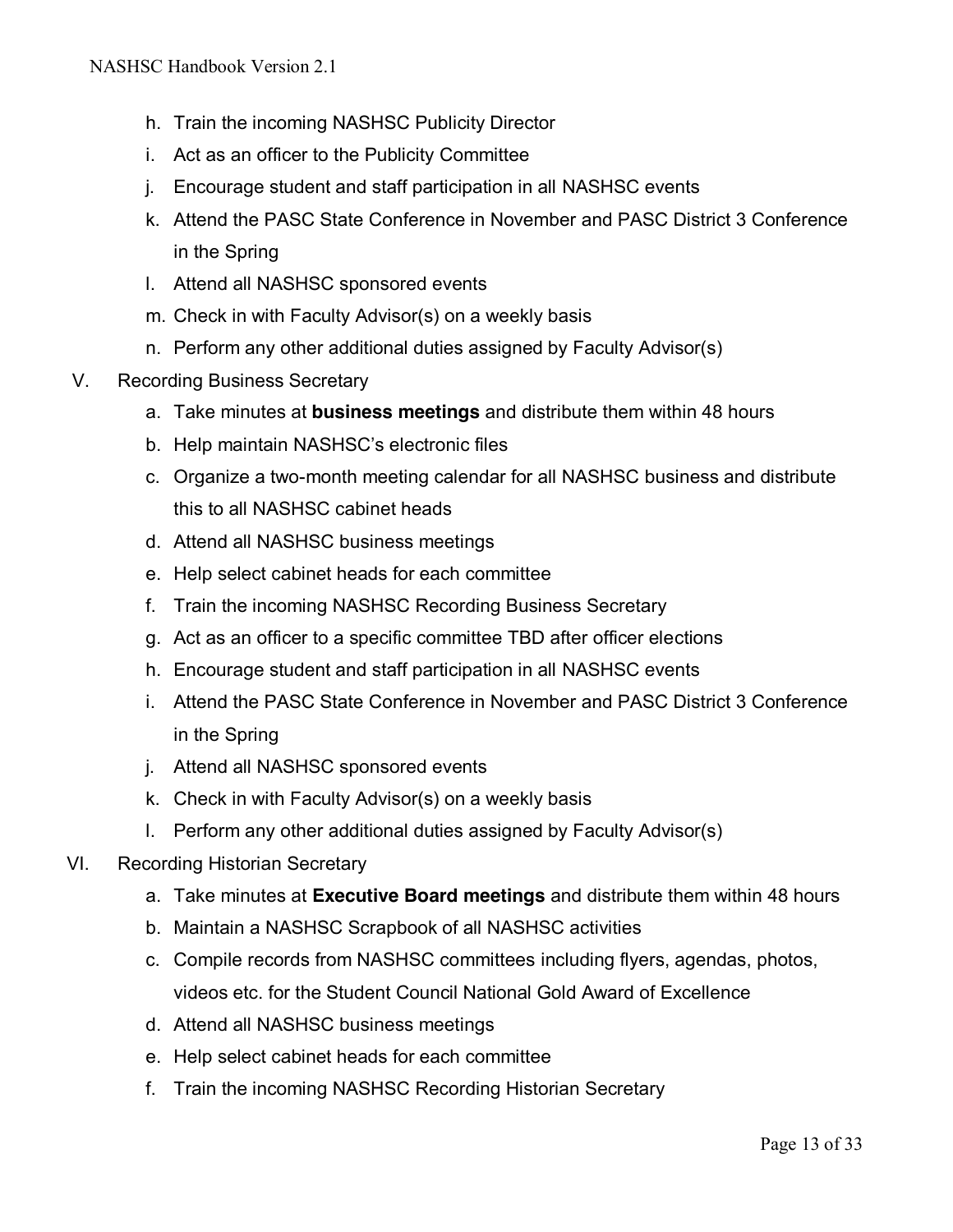h. Train the incoming NASHSC Publicity Director
i. Act as an officer to the Publicity Committee
j. Encourage student and staff participation in all NASHSC events
k. Attend the PASC State Conference in November and PASC District 3 Conference in the Spring
l. Attend all NASHSC sponsored events
m. Check in with Faculty Advisor(s) on a weekly basis
n. Perform any other additional duties assigned by Faculty Advisor(s)

V. Recording Business Secretary
   a. Take minutes at **business meetings** and distribute them within 48 hours
   b. Help maintain NASHSC's electronic files
   c. Organize a two-month meeting calendar for all NASHSC business and distribute this to all NASHSC cabinet heads
   d. Attend all NASHSC business meetings
   e. Help select cabinet heads for each committee
   f. Train the incoming NASHSC Recording Business Secretary
   g. Act as an officer to a specific committee TBD after officer elections
   h. Encourage student and staff participation in all NASHSC events
   i. Attend the PASC State Conference in November and PASC District 3 Conference in the Spring
   j. Attend all NASHSC sponsored events
   k. Check in with Faculty Advisor(s) on a weekly basis
   l. Perform any other additional duties assigned by Faculty Advisor(s)

VI. Recording Historian Secretary
   a. Take minutes at **Executive Board meetings** and distribute them within 48 hours
   b. Maintain a NASHSC Scrapbook of all NASHSC activities
   c. Compile records from NASHSC committees including flyers, agendas, photos, videos etc. for the Student Council National Gold Award of Excellence
   d. Attend all NASHSC business meetings
   e. Help select cabinet heads for each committee
   f. Train the incoming NASHSC Recording Historian Secretary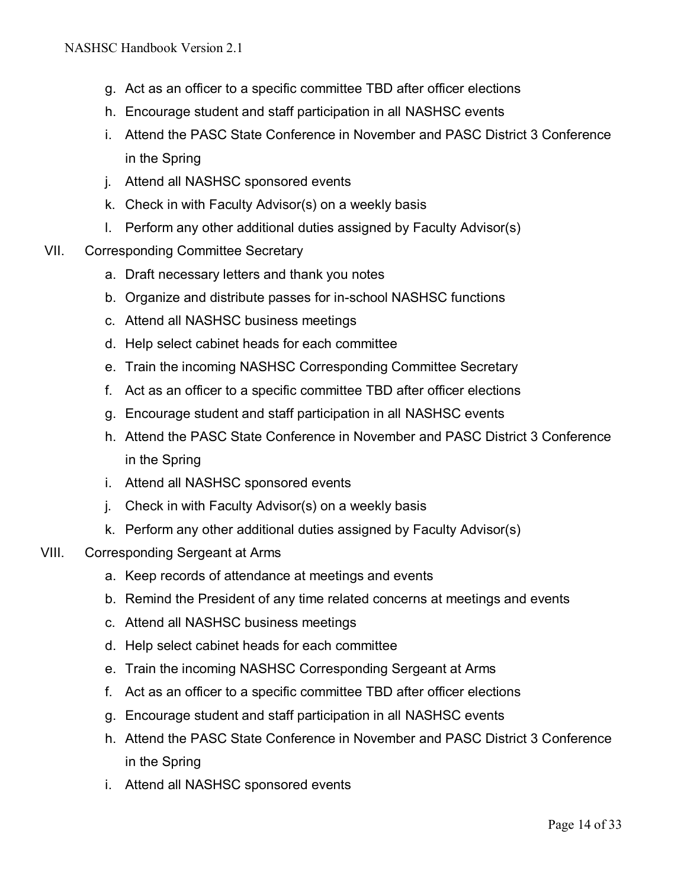g. Act as an officer to a specific committee TBD after officer elections
h. Encourage student and staff participation in all NASHSC events
i. Attend the PASC State Conference in November and PASC District 3 Conference in the Spring
j. Attend all NASHSC sponsored events
k. Check in with Faculty Advisor(s) on a weekly basis
l. Perform any other additional duties assigned by Faculty Advisor(s)

VII. Corresponding Committee Secretary

a. Draft necessary letters and thank you notes
b. Organize and distribute passes for in-school NASHSC functions
c. Attend all NASHSC business meetings
d. Help select cabinet heads for each committee
e. Train the incoming NASHSC Corresponding Committee Secretary
f. Act as an officer to a specific committee TBD after officer elections
g. Encourage student and staff participation in all NASHSC events
h. Attend the PASC State Conference in November and PASC District 3 Conference in the Spring
i. Attend all NASHSC sponsored events
j. Check in with Faculty Advisor(s) on a weekly basis
k. Perform any other additional duties assigned by Faculty Advisor(s)

VIII. Corresponding Sergeant at Arms

a. Keep records of attendance at meetings and events
b. Remind the President of any time related concerns at meetings and events
c. Attend all NASHSC business meetings
d. Help select cabinet heads for each committee
e. Train the incoming NASHSC Corresponding Sergeant at Arms
f. Act as an officer to a specific committee TBD after officer elections
g. Encourage student and staff participation in all NASHSC events
h. Attend the PASC State Conference in November and PASC District 3 Conference in the Spring
i. Attend all NASHSC sponsored events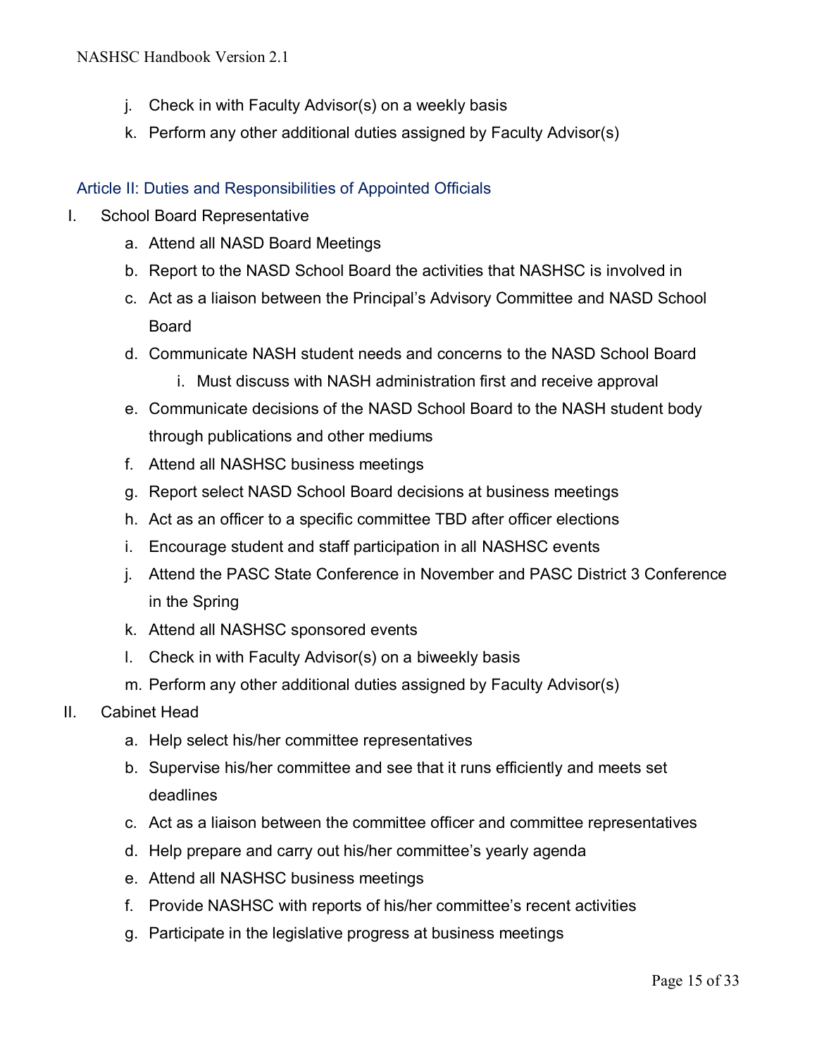j. Check in with Faculty Advisor(s) on a weekly basis
k. Perform any other additional duties assigned by Faculty Advisor(s)

## Article II: Duties and Responsibilities of Appointed Officials

I. School Board Representative
   a. Attend all NASD Board Meetings
   b. Report to the NASD School Board the activities that NASHSC is involved in
   c. Act as a liaison between the Principal's Advisory Committee and NASD School Board
   d. Communicate NASH student needs and concerns to the NASD School Board
      i. Must discuss with NASH administration first and receive approval
   e. Communicate decisions of the NASD School Board to the NASH student body through publications and other mediums
   f. Attend all NASHSC business meetings
   g. Report select NASD School Board decisions at business meetings
   h. Act as an officer to a specific committee TBD after officer elections
   i. Encourage student and staff participation in all NASHSC events
   j. Attend the PASC State Conference in November and PASC District 3 Conference in the Spring
   k. Attend all NASHSC sponsored events
   l. Check in with Faculty Advisor(s) on a biweekly basis
   m. Perform any other additional duties assigned by Faculty Advisor(s)

II. Cabinet Head
   a. Help select his/her committee representatives
   b. Supervise his/her committee and see that it runs efficiently and meets set deadlines
   c. Act as a liaison between the committee officer and committee representatives
   d. Help prepare and carry out his/her committee's yearly agenda
   e. Attend all NASHSC business meetings
   f. Provide NASHSC with reports of his/her committee's recent activities
   g. Participate in the legislative progress at business meetings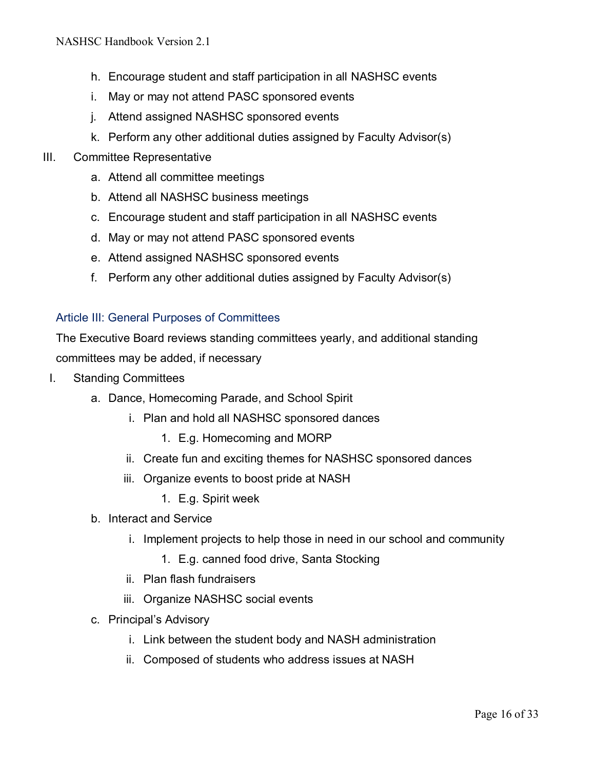h. Encourage student and staff participation in all NASHSC events
   i. May or may not attend PASC sponsored events
   j. Attend assigned NASHSC sponsored events
   k. Perform any other additional duties assigned by Faculty Advisor(s)

III. Committee Representative
   a. Attend all committee meetings
   b. Attend all NASHSC business meetings
   c. Encourage student and staff participation in all NASHSC events
   d. May or may not attend PASC sponsored events
   e. Attend assigned NASHSC sponsored events
   f. Perform any other additional duties assigned by Faculty Advisor(s)

## Article III: General Purposes of Committees

The Executive Board reviews standing committees yearly, and additional standing committees may be added, if necessary

I. Standing Committees
   a. Dance, Homecoming Parade, and School Spirit
      i. Plan and hold all NASHSC sponsored dances
         1. E.g. Homecoming and MORP
      ii. Create fun and exciting themes for NASHSC sponsored dances
      iii. Organize events to boost pride at NASH
         1. E.g. Spirit week
   b. Interact and Service
      i. Implement projects to help those in need in our school and community
         1. E.g. canned food drive, Santa Stocking
      ii. Plan flash fundraisers
      iii. Organize NASHSC social events
   c. Principal's Advisory
      i. Link between the student body and NASH administration
      ii. Composed of students who address issues at NASH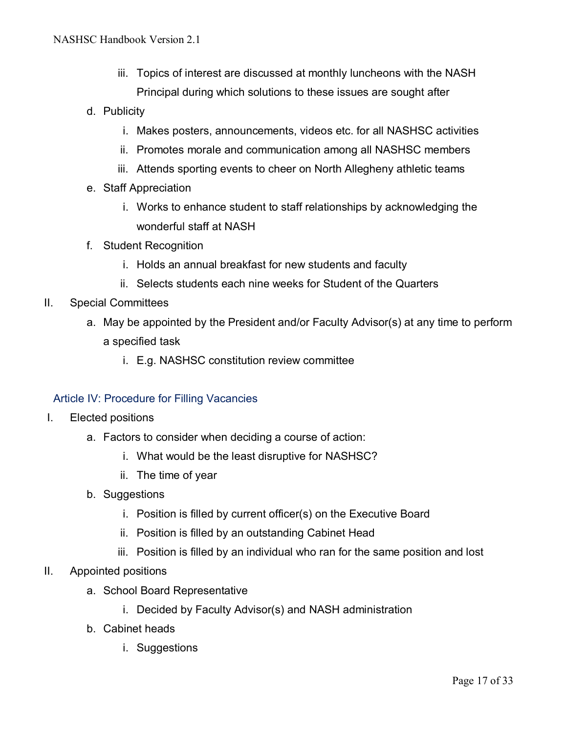iii. Topics of interest are discussed at monthly luncheons with the NASH Principal during which solutions to these issues are sought after

d. Publicity
   i. Makes posters, announcements, videos etc. for all NASHSC activities
   ii. Promotes morale and communication among all NASHSC members
   iii. Attends sporting events to cheer on North Allegheny athletic teams

e. Staff Appreciation
   i. Works to enhance student to staff relationships by acknowledging the wonderful staff at NASH

f. Student Recognition
   i. Holds an annual breakfast for new students and faculty
   ii. Selects students each nine weeks for Student of the Quarters

II. Special Committees
   a. May be appointed by the President and/or Faculty Advisor(s) at any time to perform a specified task
      i. E.g. NASHSC constitution review committee

## Article IV: Procedure for Filling Vacancies

I. Elected positions
   a. Factors to consider when deciding a course of action:
      i. What would be the least disruptive for NASHSC?
      ii. The time of year
   b. Suggestions
      i. Position is filled by current officer(s) on the Executive Board
      ii. Position is filled by an outstanding Cabinet Head
      iii. Position is filled by an individual who ran for the same position and lost

II. Appointed positions
   a. School Board Representative
      i. Decided by Faculty Advisor(s) and NASH administration
   b. Cabinet heads
      i. Suggestions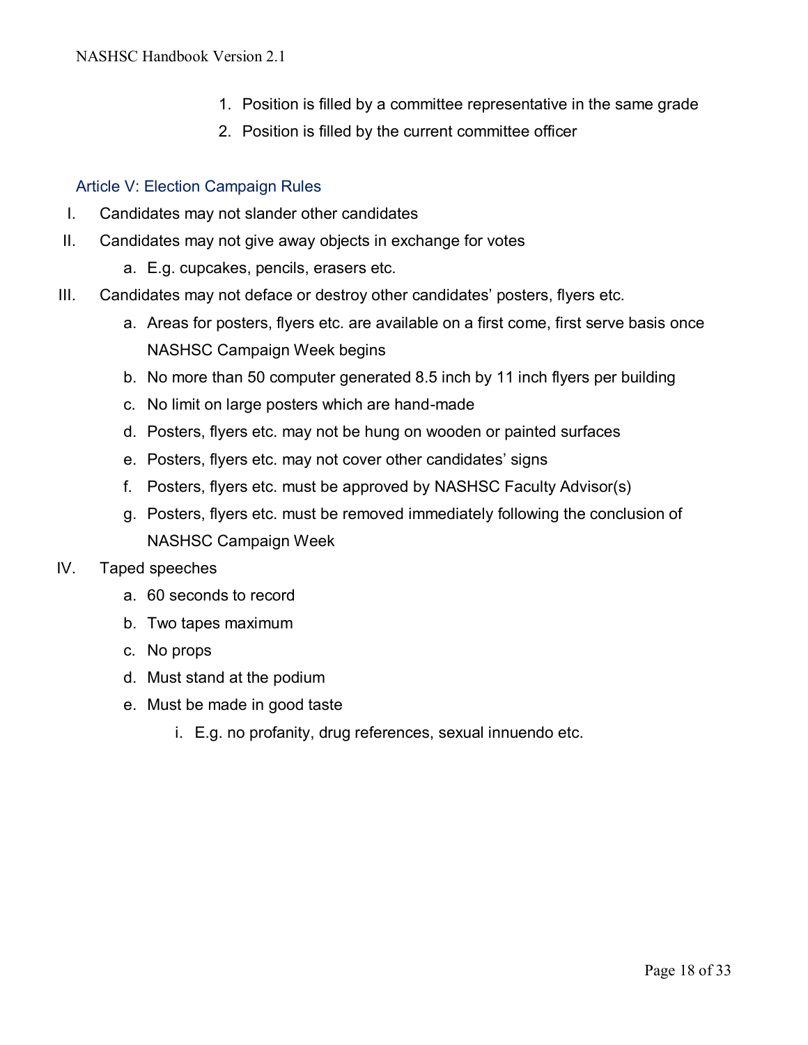1. Position is filled by a committee representative in the same grade
2. Position is filled by the current committee officer

## Article V: Election Campaign Rules

I. Candidates may not slander other candidates

II. Candidates may not give away objects in exchange for votes
   - a. E.g. cupcakes, pencils, erasers etc.

III. Candidates may not deface or destroy other candidates' posters, flyers etc.
   - a. Areas for posters, flyers etc. are available on a first come, first serve basis once NASHSC Campaign Week begins
   - b. No more than 50 computer generated 8.5 inch by 11 inch flyers per building
   - c. No limit on large posters which are hand-made
   - d. Posters, flyers etc. may not be hung on wooden or painted surfaces
   - e. Posters, flyers etc. may not cover other candidates' signs
   - f. Posters, flyers etc. must be approved by NASHSC Faculty Advisor(s)
   - g. Posters, flyers etc. must be removed immediately following the conclusion of NASHSC Campaign Week

IV. Taped speeches
   - a. 60 seconds to record
   - b. Two tapes maximum
   - c. No props
   - d. Must stand at the podium
   - e. Must be made in good taste
     - i. E.g. no profanity, drug references, sexual innuendo etc.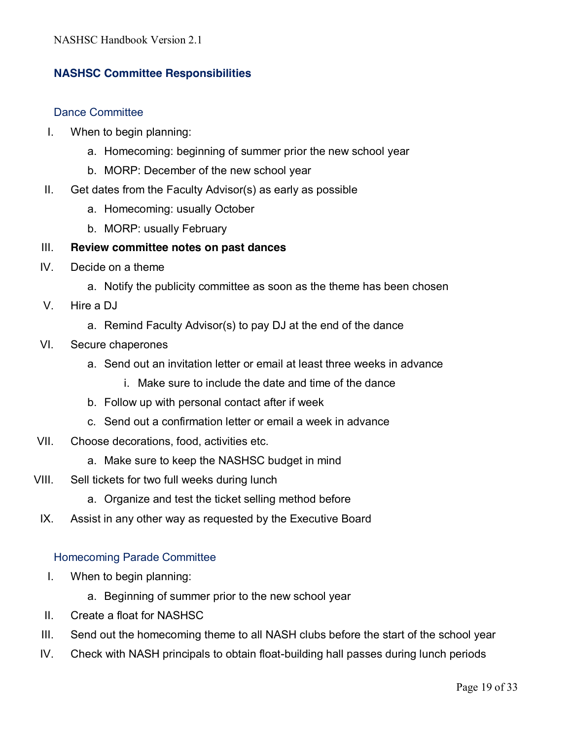## NASHSC Committee Responsibilities

### Dance Committee

I. When to begin planning:
   a. Homecoming: beginning of summer prior the new school year
   b. MORP: December of the new school year

II. Get dates from the Faculty Advisor(s) as early as possible
   a. Homecoming: usually October
   b. MORP: usually February

III. **Review committee notes on past dances**

IV. Decide on a theme
   a. Notify the publicity committee as soon as the theme has been chosen

V. Hire a DJ
   a. Remind Faculty Advisor(s) to pay DJ at the end of the dance

VI. Secure chaperones
   a. Send out an invitation letter or email at least three weeks in advance
      i. Make sure to include the date and time of the dance
   b. Follow up with personal contact after if week
   c. Send out a confirmation letter or email a week in advance

VII. Choose decorations, food, activities etc.
   a. Make sure to keep the NASHSC budget in mind

VIII. Sell tickets for two full weeks during lunch
   a. Organize and test the ticket selling method before

IX. Assist in any other way as requested by the Executive Board

### Homecoming Parade Committee

I. When to begin planning:
   a. Beginning of summer prior to the new school year

II. Create a float for NASHSC

III. Send out the homecoming theme to all NASH clubs before the start of the school year

IV. Check with NASH principals to obtain float-building hall passes during lunch periods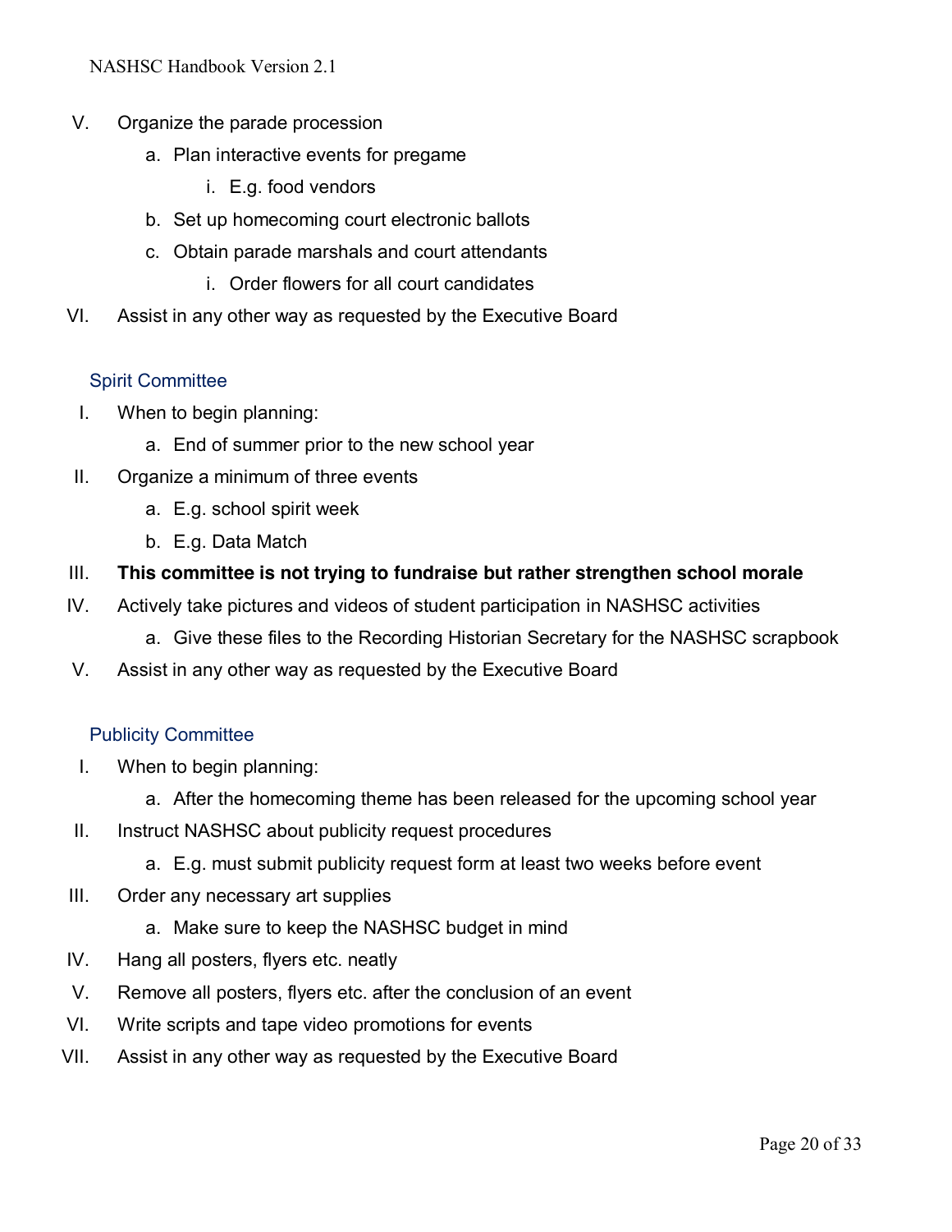V. Organize the parade procession
   a. Plan interactive events for pregame
      i. E.g. food vendors
   b. Set up homecoming court electronic ballots
   c. Obtain parade marshals and court attendants
      i. Order flowers for all court candidates
VI. Assist in any other way as requested by the Executive Board

### Spirit Committee

I. When to begin planning:
   a. End of summer prior to the new school year
II. Organize a minimum of three events
   a. E.g. school spirit week
   b. E.g. Data Match
III. **This committee is not trying to fundraise but rather strengthen school morale**
IV. Actively take pictures and videos of student participation in NASHSC activities
   a. Give these files to the Recording Historian Secretary for the NASHSC scrapbook
V. Assist in any other way as requested by the Executive Board

### Publicity Committee

I. When to begin planning:
   a. After the homecoming theme has been released for the upcoming school year
II. Instruct NASHSC about publicity request procedures
   a. E.g. must submit publicity request form at least two weeks before event
III. Order any necessary art supplies
   a. Make sure to keep the NASHSC budget in mind
IV. Hang all posters, flyers etc. neatly
V. Remove all posters, flyers etc. after the conclusion of an event
VI. Write scripts and tape video promotions for events
VII. Assist in any other way as requested by the Executive Board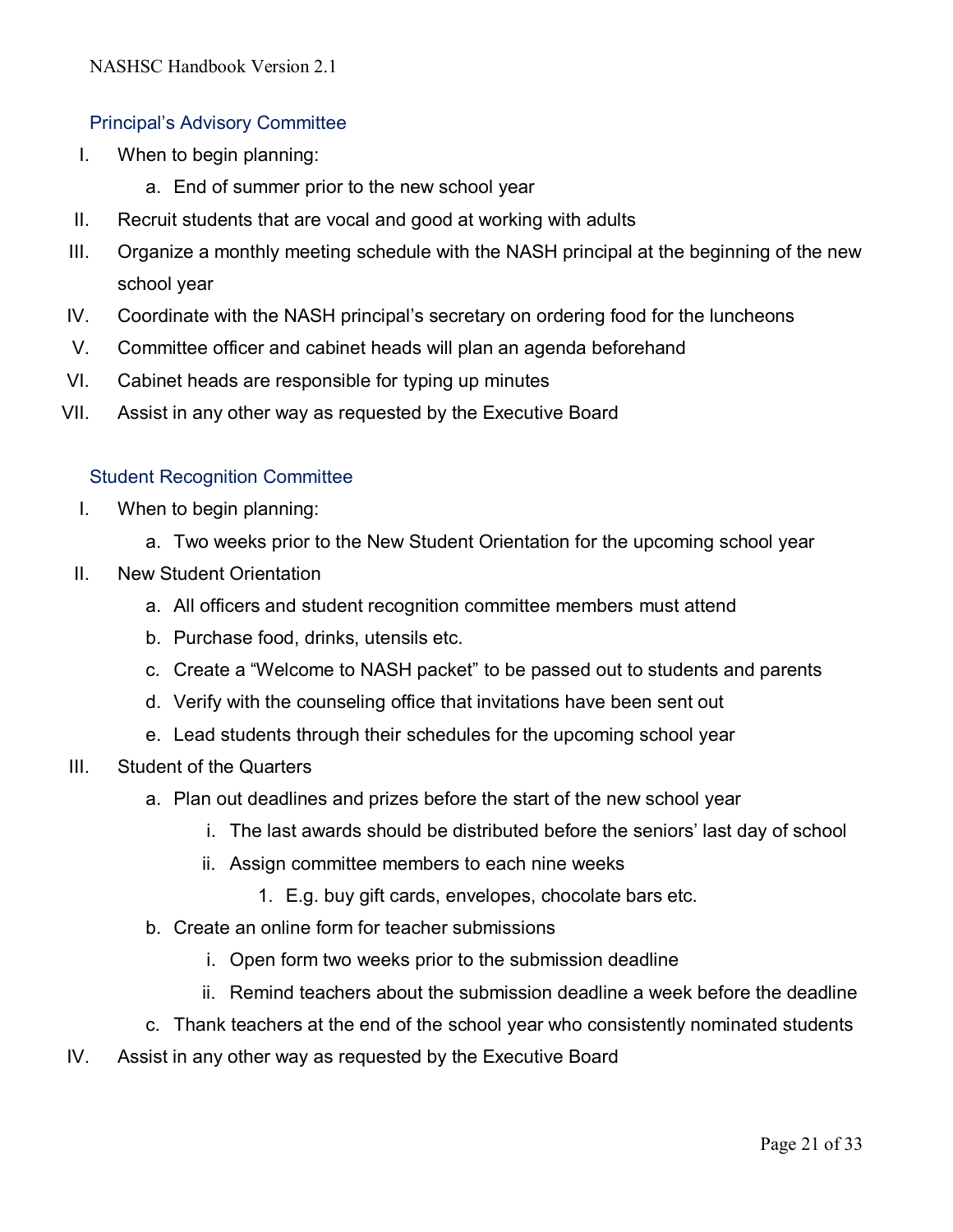### Principal's Advisory Committee

I. When to begin planning:
    a. End of summer prior to the new school year
II. Recruit students that are vocal and good at working with adults
III. Organize a monthly meeting schedule with the NASH principal at the beginning of the new school year
IV. Coordinate with the NASH principal's secretary on ordering food for the luncheons
V. Committee officer and cabinet heads will plan an agenda beforehand
VI. Cabinet heads are responsible for typing up minutes
VII. Assist in any other way as requested by the Executive Board

### Student Recognition Committee

I. When to begin planning:
    a. Two weeks prior to the New Student Orientation for the upcoming school year
II. New Student Orientation
    a. All officers and student recognition committee members must attend
    b. Purchase food, drinks, utensils etc.
    c. Create a "Welcome to NASH packet" to be passed out to students and parents
    d. Verify with the counseling office that invitations have been sent out
    e. Lead students through their schedules for the upcoming school year
III. Student of the Quarters
    a. Plan out deadlines and prizes before the start of the new school year
        i. The last awards should be distributed before the seniors' last day of school
        ii. Assign committee members to each nine weeks
            1. E.g. buy gift cards, envelopes, chocolate bars etc.
    b. Create an online form for teacher submissions
        i. Open form two weeks prior to the submission deadline
        ii. Remind teachers about the submission deadline a week before the deadline
    c. Thank teachers at the end of the school year who consistently nominated students
IV. Assist in any other way as requested by the Executive Board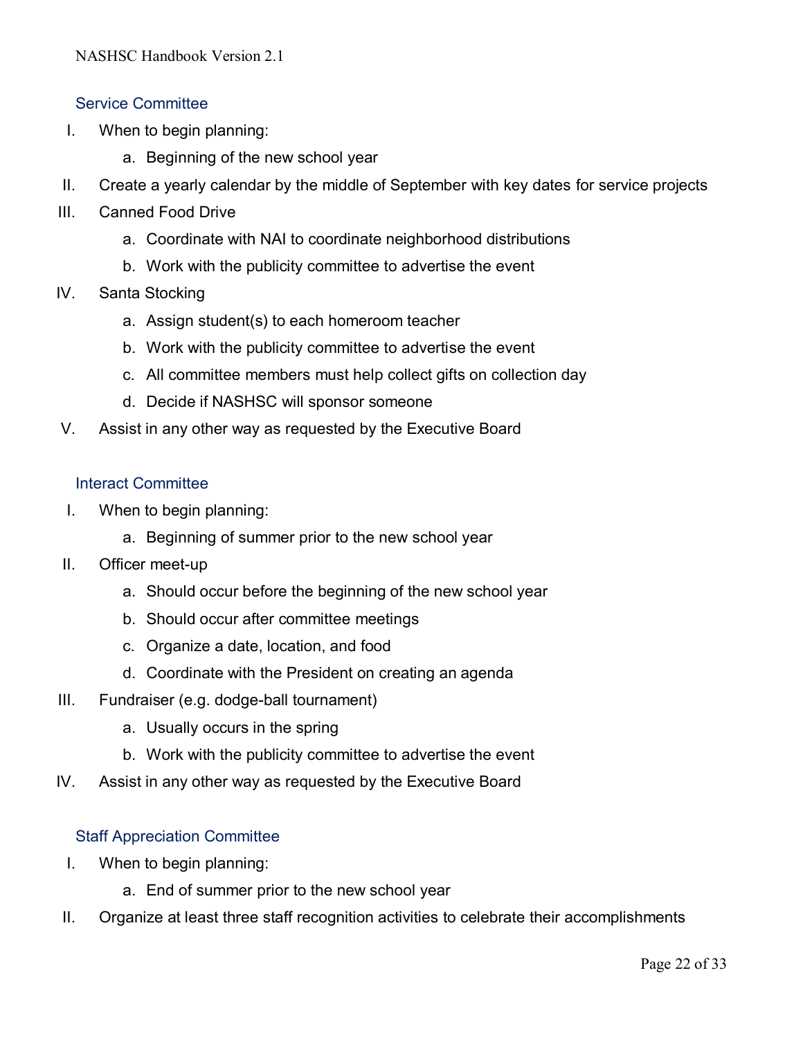### Service Committee

I. When to begin planning:
   a. Beginning of the new school year
II. Create a yearly calendar by the middle of September with key dates for service projects
III. Canned Food Drive
   a. Coordinate with NAI to coordinate neighborhood distributions
   b. Work with the publicity committee to advertise the event
IV. Santa Stocking
   a. Assign student(s) to each homeroom teacher
   b. Work with the publicity committee to advertise the event
   c. All committee members must help collect gifts on collection day
   d. Decide if NASHSC will sponsor someone
V. Assist in any other way as requested by the Executive Board

### Interact Committee

I. When to begin planning:
   a. Beginning of summer prior to the new school year
II. Officer meet-up
   a. Should occur before the beginning of the new school year
   b. Should occur after committee meetings
   c. Organize a date, location, and food
   d. Coordinate with the President on creating an agenda
III. Fundraiser (e.g. dodge-ball tournament)
   a. Usually occurs in the spring
   b. Work with the publicity committee to advertise the event
IV. Assist in any other way as requested by the Executive Board

### Staff Appreciation Committee

I. When to begin planning:
   a. End of summer prior to the new school year
II. Organize at least three staff recognition activities to celebrate their accomplishments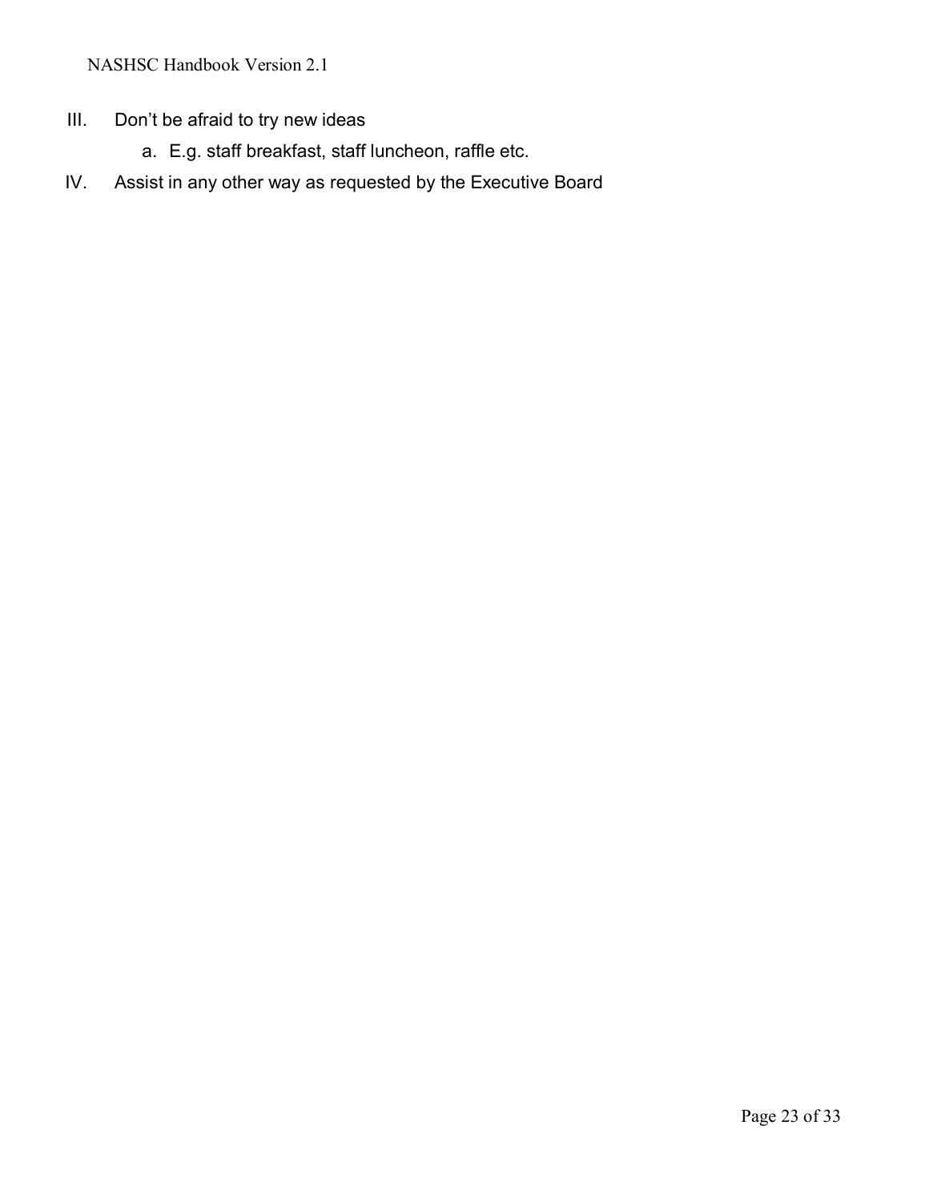III. Don't be afraid to try new ideas
    a. E.g. staff breakfast, staff luncheon, raffle etc.

IV. Assist in any other way as requested by the Executive Board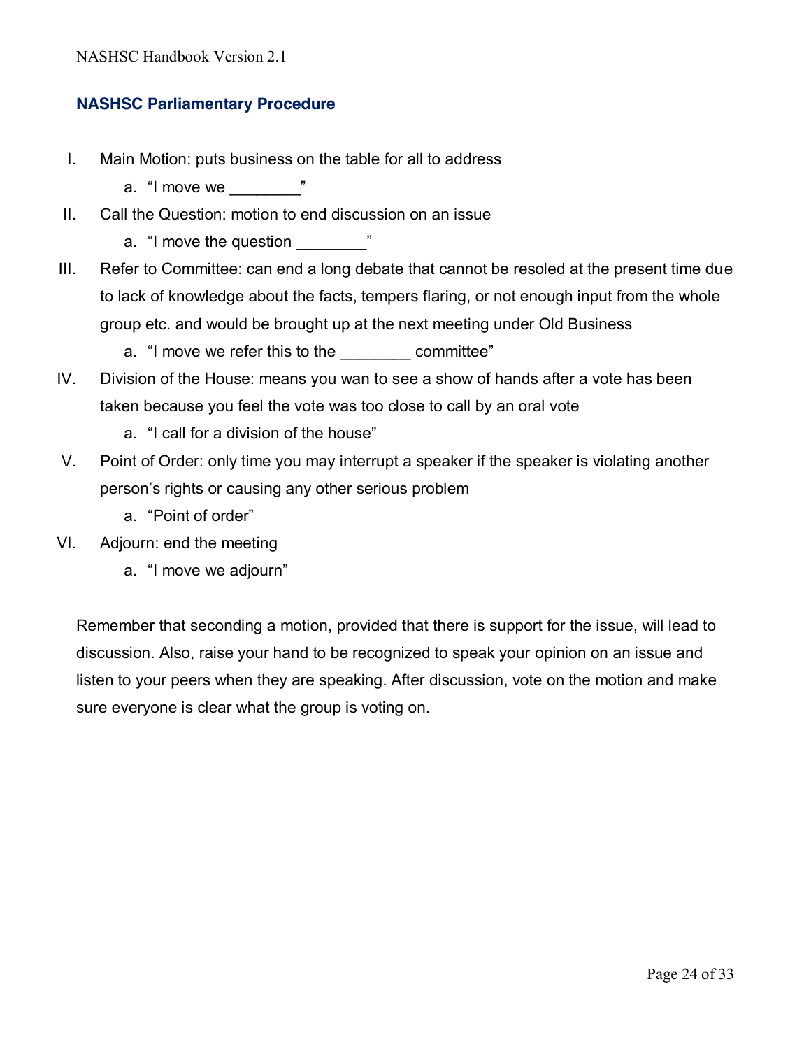## NASHSC Parliamentary Procedure

I. Main Motion: puts business on the table for all to address
   a. "I move we ________"
II. Call the Question: motion to end discussion on an issue
   a. "I move the question ________"
III. Refer to Committee: can end a long debate that cannot be resoled at the present time due to lack of knowledge about the facts, tempers flaring, or not enough input from the whole group etc. and would be brought up at the next meeting under Old Business
   a. "I move we refer this to the ________ committee"
IV. Division of the House: means you wan to see a show of hands after a vote has been taken because you feel the vote was too close to call by an oral vote
   a. "I call for a division of the house"
V. Point of Order: only time you may interrupt a speaker if the speaker is violating another person's rights or causing any other serious problem
   a. "Point of order"
VI. Adjourn: end the meeting
   a. "I move we adjourn"

Remember that seconding a motion, provided that there is support for the issue, will lead to discussion. Also, raise your hand to be recognized to speak your opinion on an issue and listen to your peers when they are speaking. After discussion, vote on the motion and make sure everyone is clear what the group is voting on.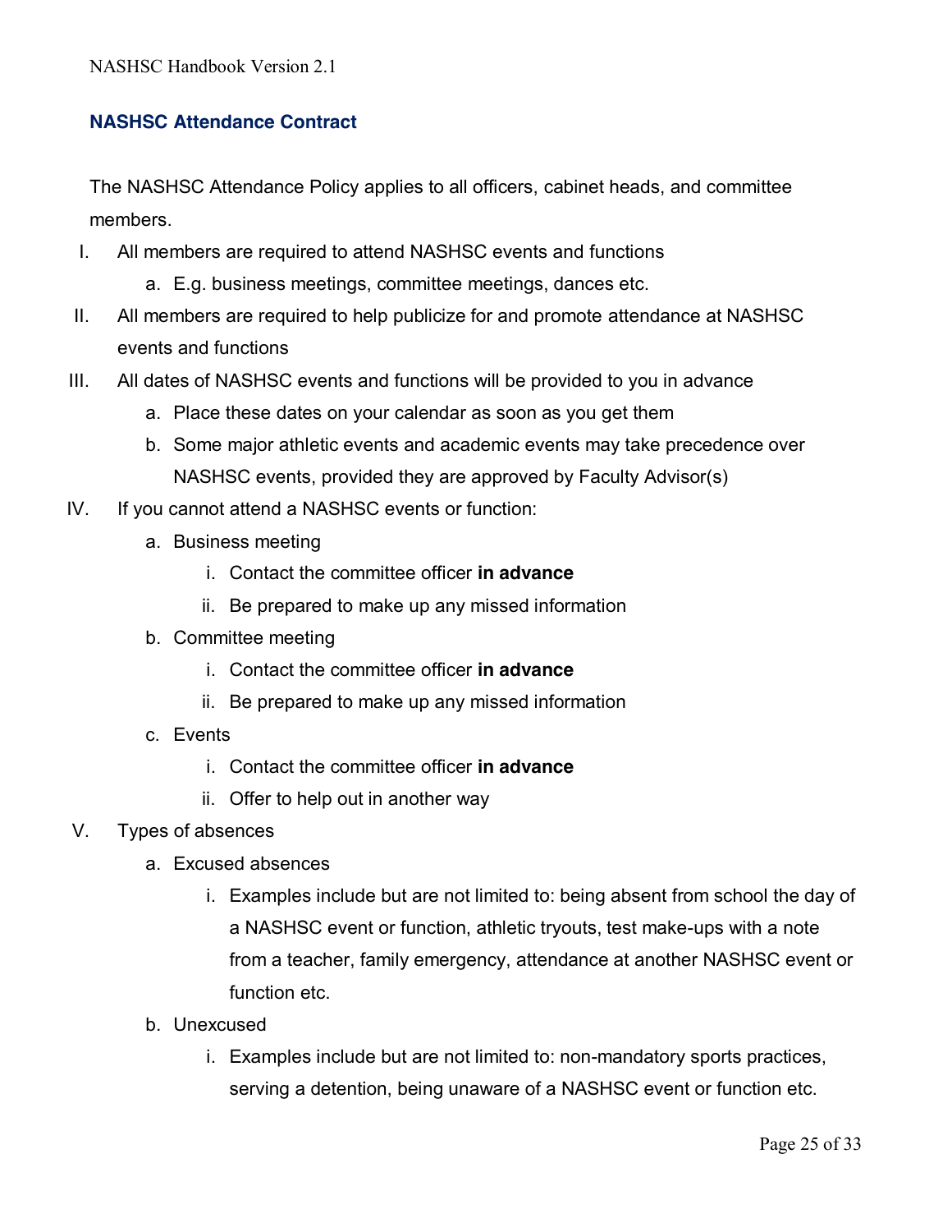## NASHSC Attendance Contract

The NASHSC Attendance Policy applies to all officers, cabinet heads, and committee members.

I. All members are required to attend NASHSC events and functions
   a. E.g. business meetings, committee meetings, dances etc.

II. All members are required to help publicize for and promote attendance at NASHSC events and functions

III. All dates of NASHSC events and functions will be provided to you in advance
   a. Place these dates on your calendar as soon as you get them
   b. Some major athletic events and academic events may take precedence over NASHSC events, provided they are approved by Faculty Advisor(s)

IV. If you cannot attend a NASHSC events or function:
   a. Business meeting
      i. Contact the committee officer **in advance**
      ii. Be prepared to make up any missed information
   b. Committee meeting
      i. Contact the committee officer **in advance**
      ii. Be prepared to make up any missed information
   c. Events
      i. Contact the committee officer **in advance**
      ii. Offer to help out in another way

V. Types of absences
   a. Excused absences
      i. Examples include but are not limited to: being absent from school the day of a NASHSC event or function, athletic tryouts, test make-ups with a note from a teacher, family emergency, attendance at another NASHSC event or function etc.
   b. Unexcused
      i. Examples include but are not limited to: non-mandatory sports practices, serving a detention, being unaware of a NASHSC event or function etc.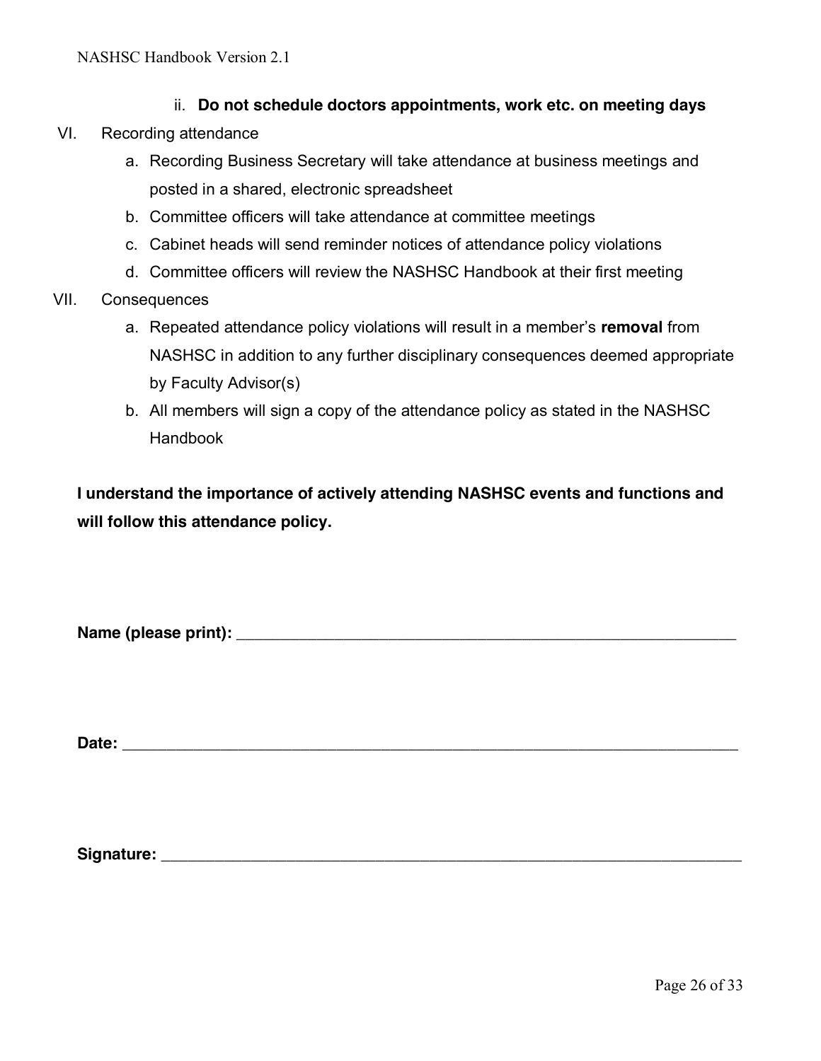ii. **Do not schedule doctors appointments, work etc. on meeting days**

VI. Recording attendance
   a. Recording Business Secretary will take attendance at business meetings and posted in a shared, electronic spreadsheet
   b. Committee officers will take attendance at committee meetings
   c. Cabinet heads will send reminder notices of attendance policy violations
   d. Committee officers will review the NASHSC Handbook at their first meeting

VII. Consequences
   a. Repeated attendance policy violations will result in a member's **removal** from NASHSC in addition to any further disciplinary consequences deemed appropriate by Faculty Advisor(s)
   b. All members will sign a copy of the attendance policy as stated in the NASHSC Handbook

**I understand the importance of actively attending NASHSC events and functions and will follow this attendance policy.**

**Name (please print):** ___________________________________________________________

**Date:** ________________________________________________________________________

**Signature:** ____________________________________________________________________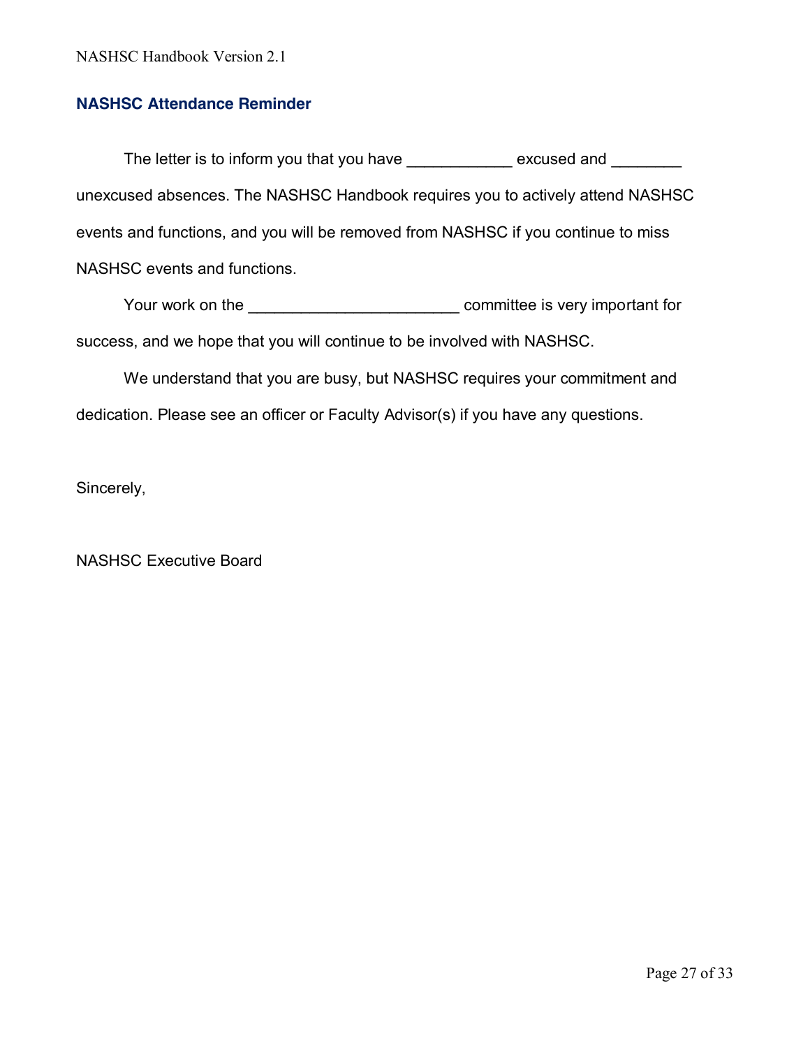### NASHSC Attendance Reminder

The letter is to inform you that you have ____________ excused and ________ unexcused absences. The NASHSC Handbook requires you to actively attend NASHSC events and functions, and you will be removed from NASHSC if you continue to miss NASHSC events and functions.

Your work on the _______________________ committee is very important for success, and we hope that you will continue to be involved with NASHSC.

We understand that you are busy, but NASHSC requires your commitment and dedication. Please see an officer or Faculty Advisor(s) if you have any questions.

Sincerely,

NASHSC Executive Board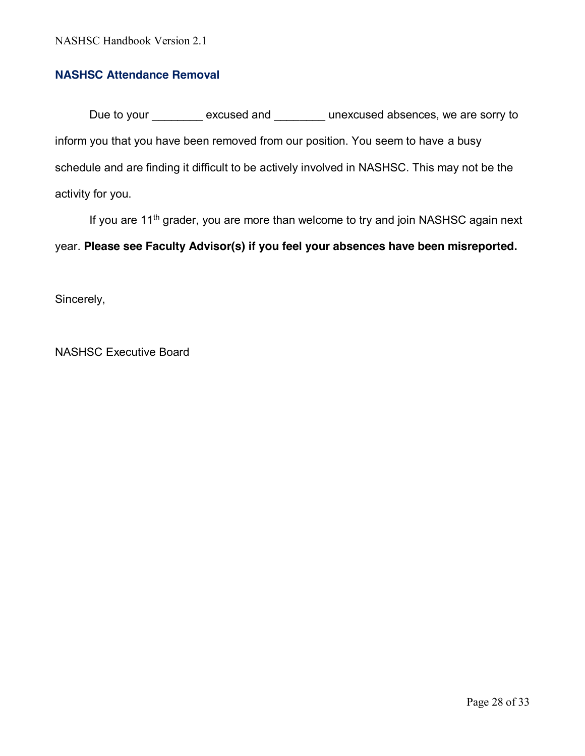## NASHSC Attendance Removal

Due to your ________ excused and ________ unexcused absences, we are sorry to inform you that you have been removed from our position. You seem to have a busy schedule and are finding it difficult to be actively involved in NASHSC. This may not be the activity for you.

If you are 11th grader, you are more than welcome to try and join NASHSC again next year. **Please see Faculty Advisor(s) if you feel your absences have been misreported.**

Sincerely,

NASHSC Executive Board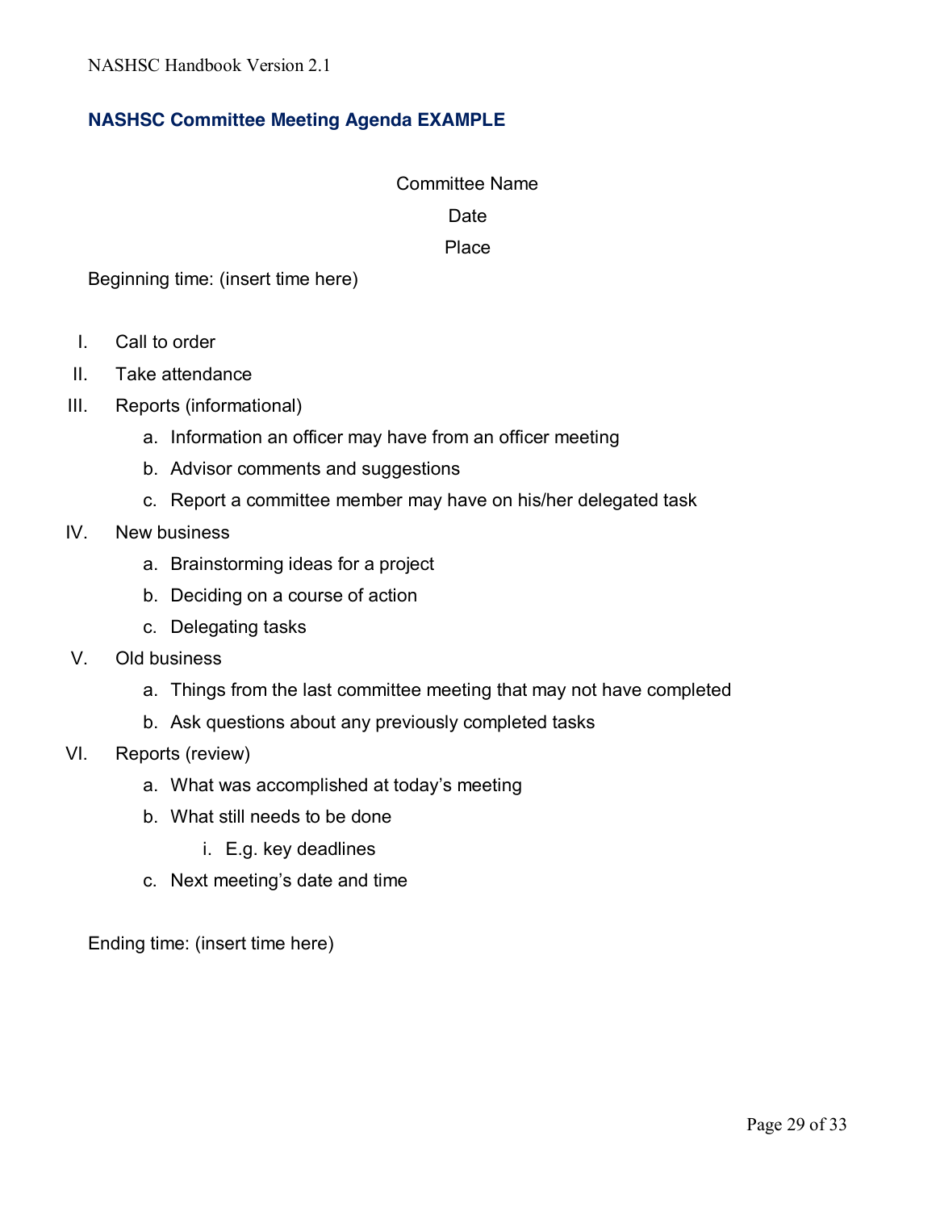## NASHSC Committee Meeting Agenda EXAMPLE

Committee Name

Date

Place

Beginning time: (insert time here)

I. Call to order
II. Take attendance
III. Reports (informational)
    a. Information an officer may have from an officer meeting
    b. Advisor comments and suggestions
    c. Report a committee member may have on his/her delegated task
IV. New business
    a. Brainstorming ideas for a project
    b. Deciding on a course of action
    c. Delegating tasks
V. Old business
    a. Things from the last committee meeting that may not have completed
    b. Ask questions about any previously completed tasks
VI. Reports (review)
    a. What was accomplished at today's meeting
    b. What still needs to be done
        i. E.g. key deadlines
    c. Next meeting's date and time

Ending time: (insert time here)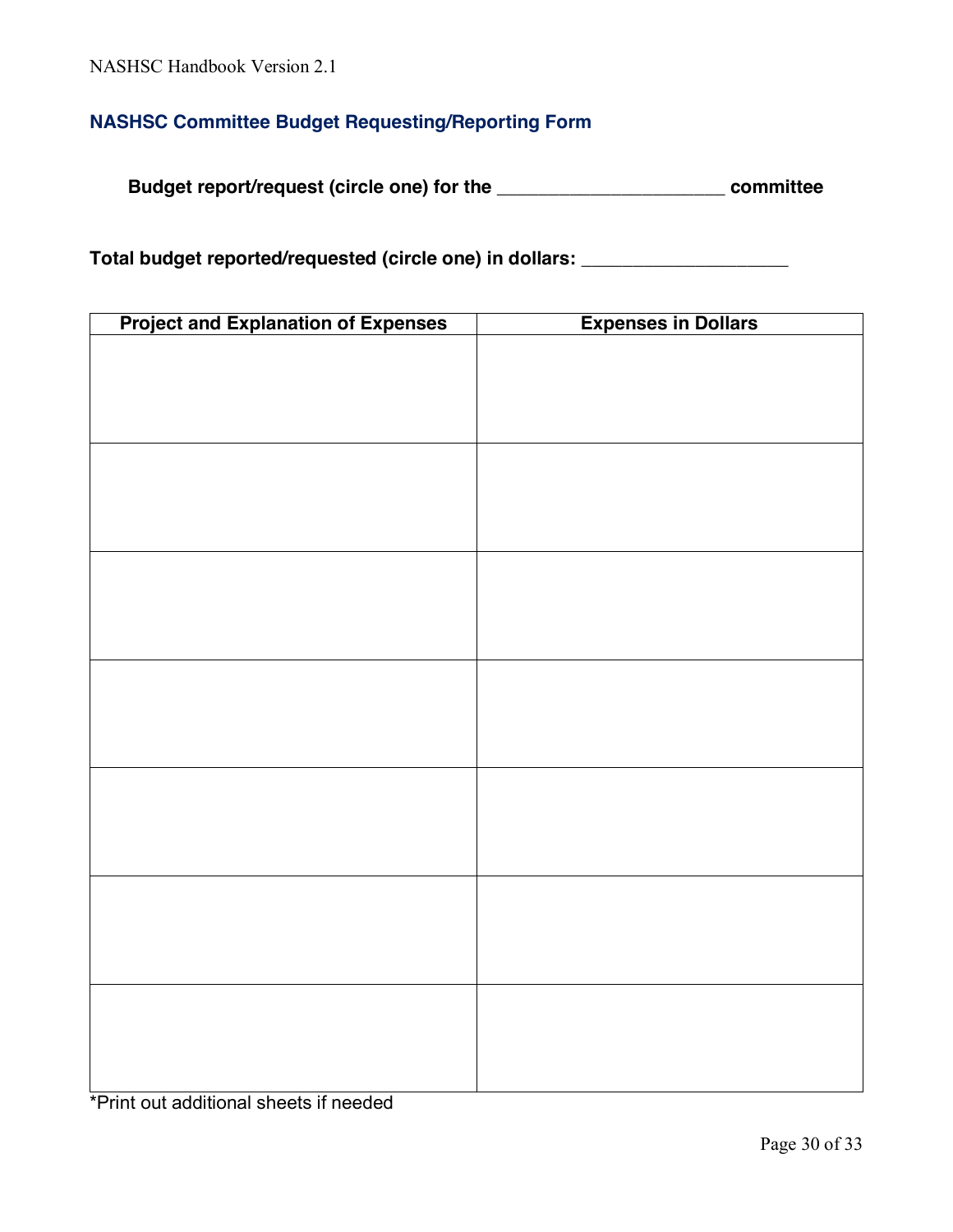## NASHSC Committee Budget Requesting/Reporting Form

**Budget report/request (circle one) for the ______________________ committee**

**Total budget reported/requested (circle one) in dollars: ____________________**

| Project and Explanation of Expenses | Expenses in Dollars |
|---|---|
| | |
| | |
| | |
| | |
| | |
| | |
| | |

*Print out additional sheets if needed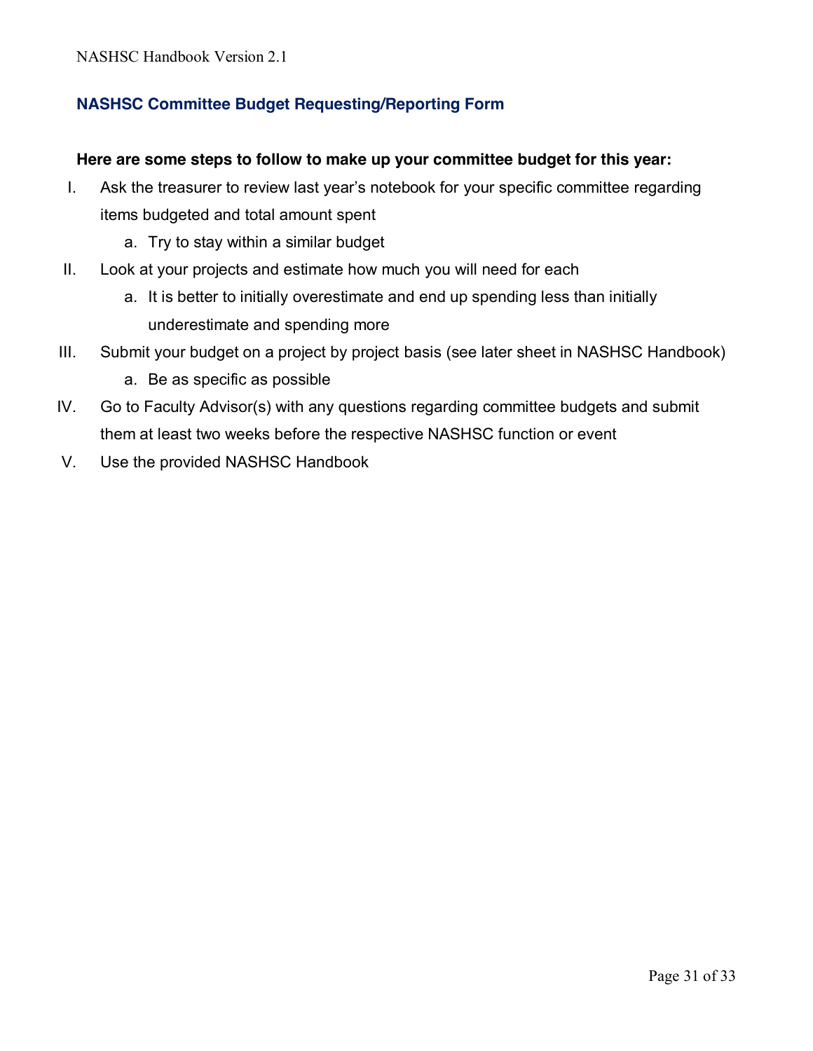## NASHSC Committee Budget Requesting/Reporting Form

**Here are some steps to follow to make up your committee budget for this year:**

I. Ask the treasurer to review last year's notebook for your specific committee regarding items budgeted and total amount spent
    a. Try to stay within a similar budget

II. Look at your projects and estimate how much you will need for each
    a. It is better to initially overestimate and end up spending less than initially underestimate and spending more

III. Submit your budget on a project by project basis (see later sheet in NASHSC Handbook)
    a. Be as specific as possible

IV. Go to Faculty Advisor(s) with any questions regarding committee budgets and submit them at least two weeks before the respective NASHSC function or event

V. Use the provided NASHSC Handbook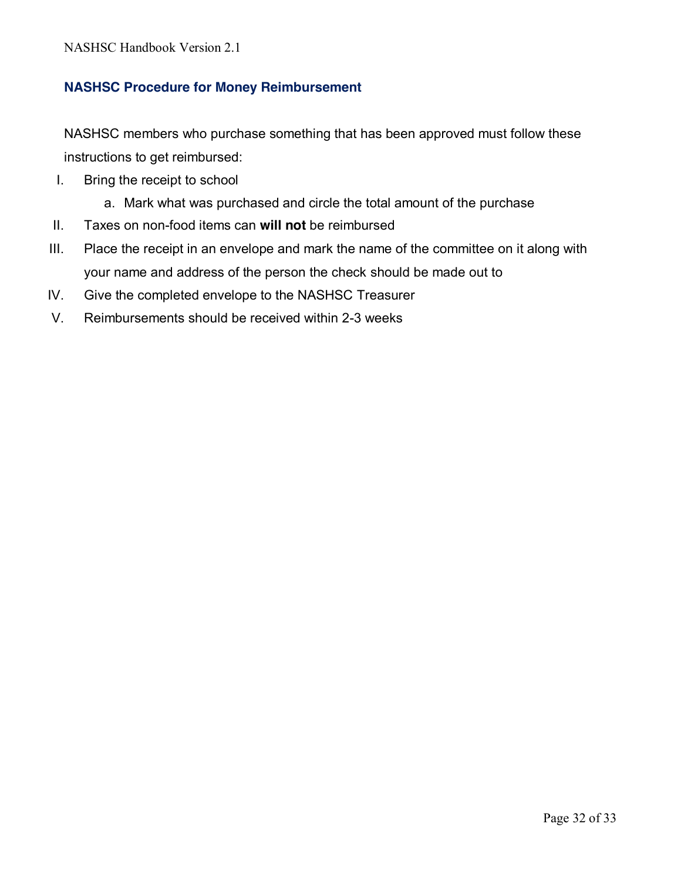## NASHSC Procedure for Money Reimbursement

NASHSC members who purchase something that has been approved must follow these instructions to get reimbursed:

I. Bring the receipt to school
   a. Mark what was purchased and circle the total amount of the purchase
II. Taxes on non-food items can **will not** be reimbursed
III. Place the receipt in an envelope and mark the name of the committee on it along with your name and address of the person the check should be made out to
IV. Give the completed envelope to the NASHSC Treasurer
V. Reimbursements should be received within 2-3 weeks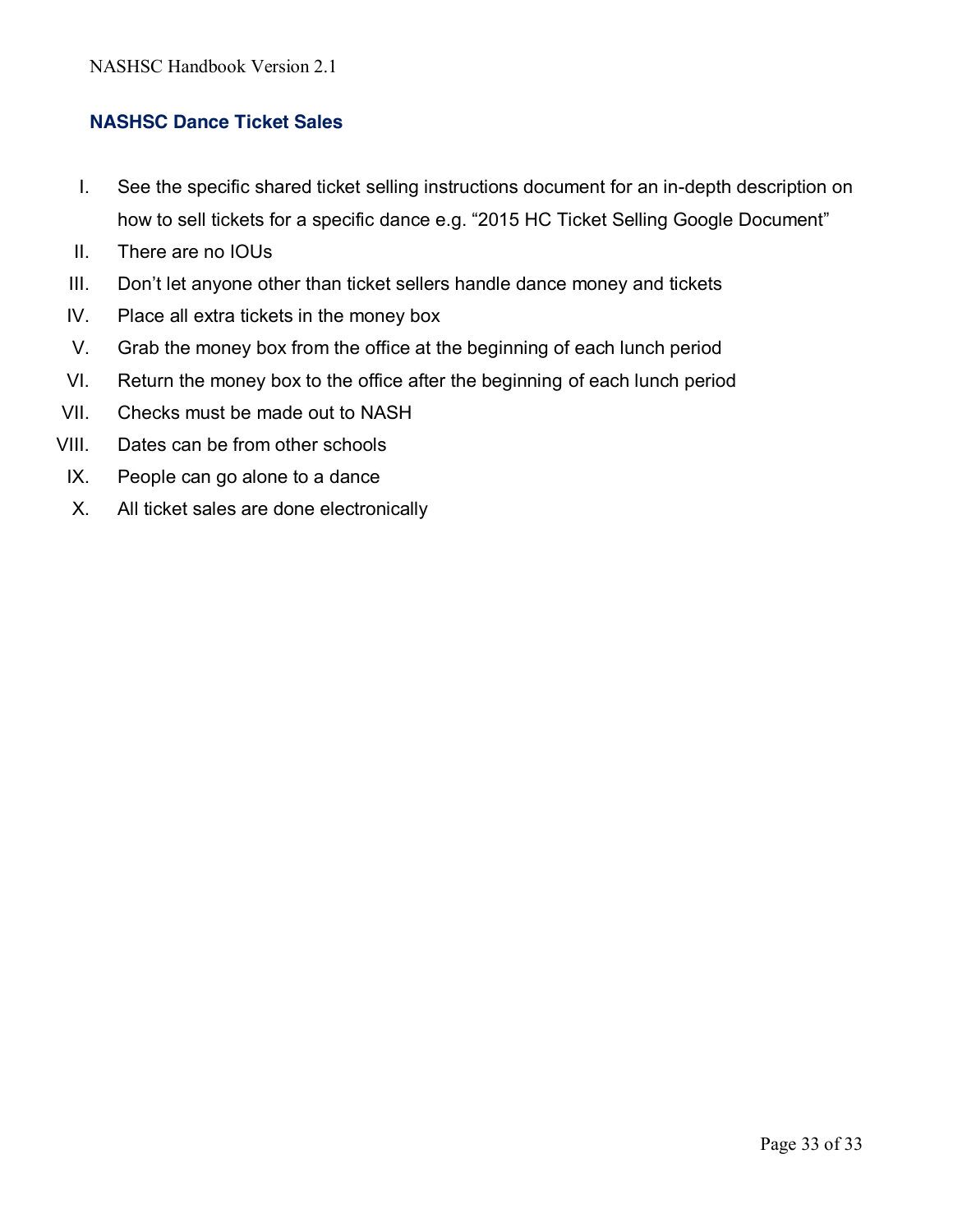## NASHSC Dance Ticket Sales

I. See the specific shared ticket selling instructions document for an in-depth description on how to sell tickets for a specific dance e.g. “2015 HC Ticket Selling Google Document”

II. There are no IOUs

III. Don’t let anyone other than ticket sellers handle dance money and tickets

IV. Place all extra tickets in the money box

V. Grab the money box from the office at the beginning of each lunch period

VI. Return the money box to the office after the beginning of each lunch period

VII. Checks must be made out to NASH

VIII. Dates can be from other schools

IX. People can go alone to a dance

X. All ticket sales are done electronically